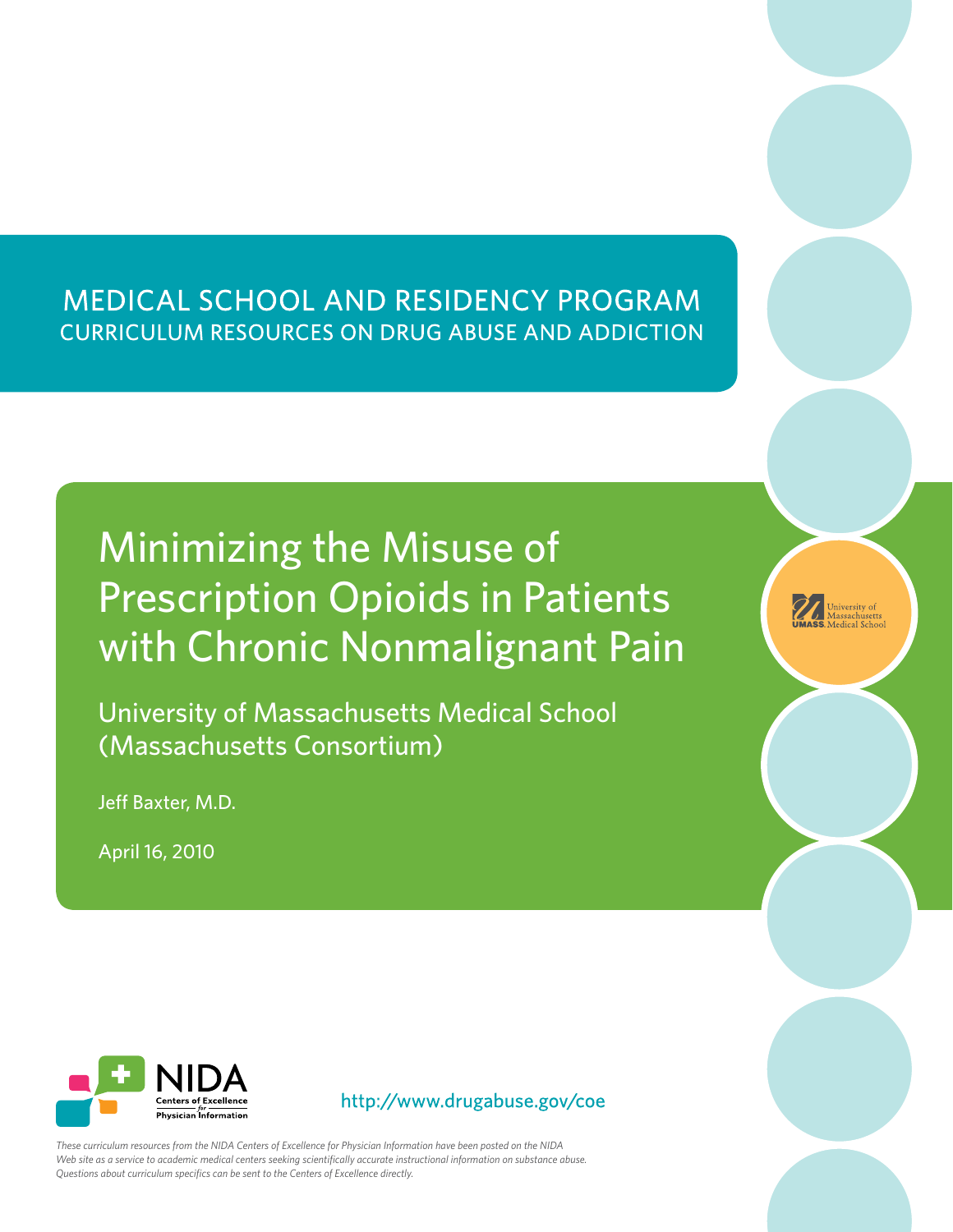MEDICAL SCHOOL AND RESIDENCY PROGRAM
CURRICULUM RESOURCES ON DRUG ABUSE AND ADDICTION

# Minimizing the Misuse of Prescription Opioids in Patients with Chronic Nonmalignant Pain

University of Massachusetts Medical School
(Massachusetts Consortium)

Jeff Baxter, M.D.

April 16, 2010

University of Massachusetts Medical School

NIDA Centers of Excellence for Physician Information

http://www.drugabuse.gov/coe

*These curriculum resources from the NIDA Centers of Excellence for Physician Information have been posted on the NIDA Web site as a service to academic medical centers seeking scientifically accurate instructional information on substance abuse. Questions about curriculum specifics can be sent to the Centers of Excellence directly.*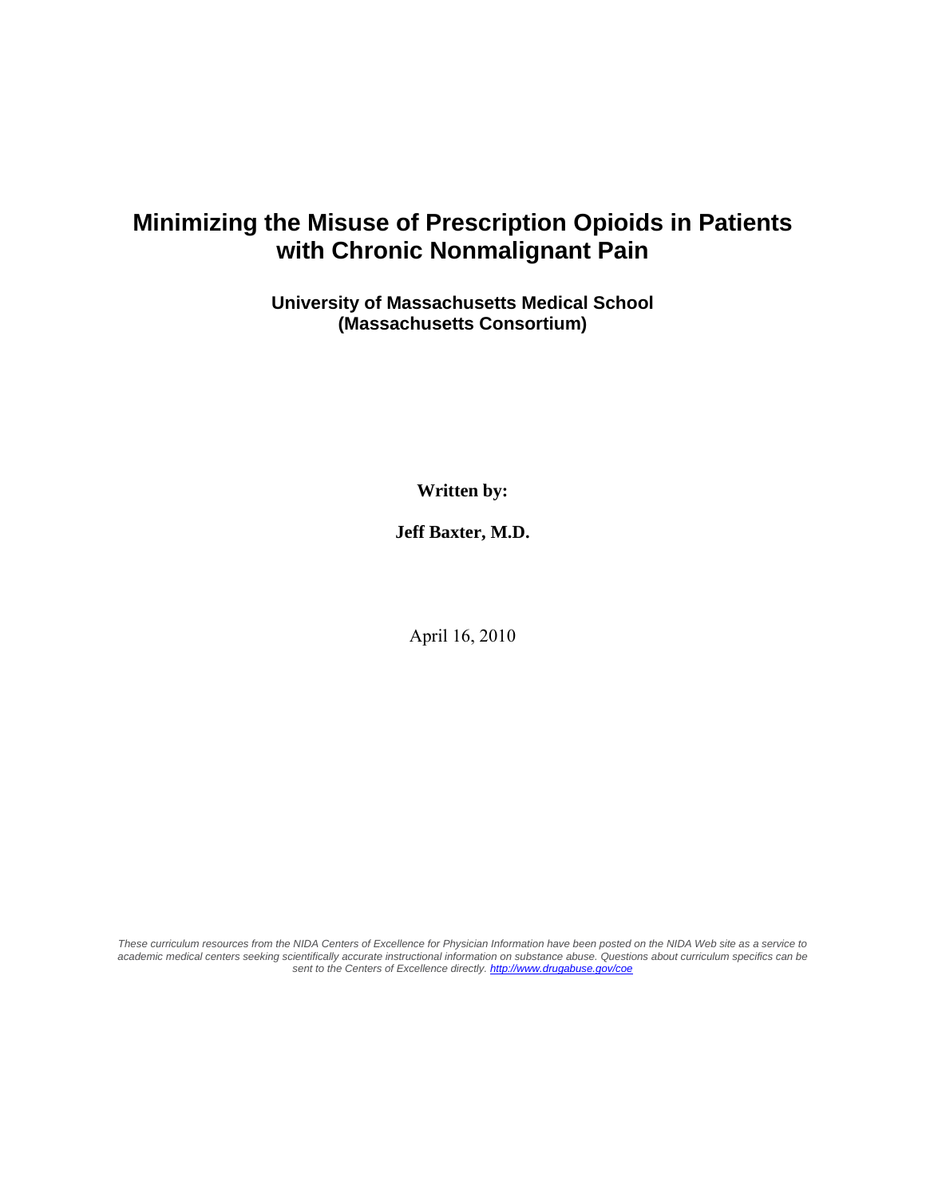# Minimizing the Misuse of Prescription Opioids in Patients with Chronic Nonmalignant Pain

**University of Massachusetts Medical School**
**(Massachusetts Consortium)**

**Written by:**

**Jeff Baxter, M.D.**

April 16, 2010

*These curriculum resources from the NIDA Centers of Excellence for Physician Information have been posted on the NIDA Web site as a service to academic medical centers seeking scientifically accurate instructional information on substance abuse. Questions about curriculum specifics can be sent to the Centers of Excellence directly. http://www.drugabuse.gov/coe*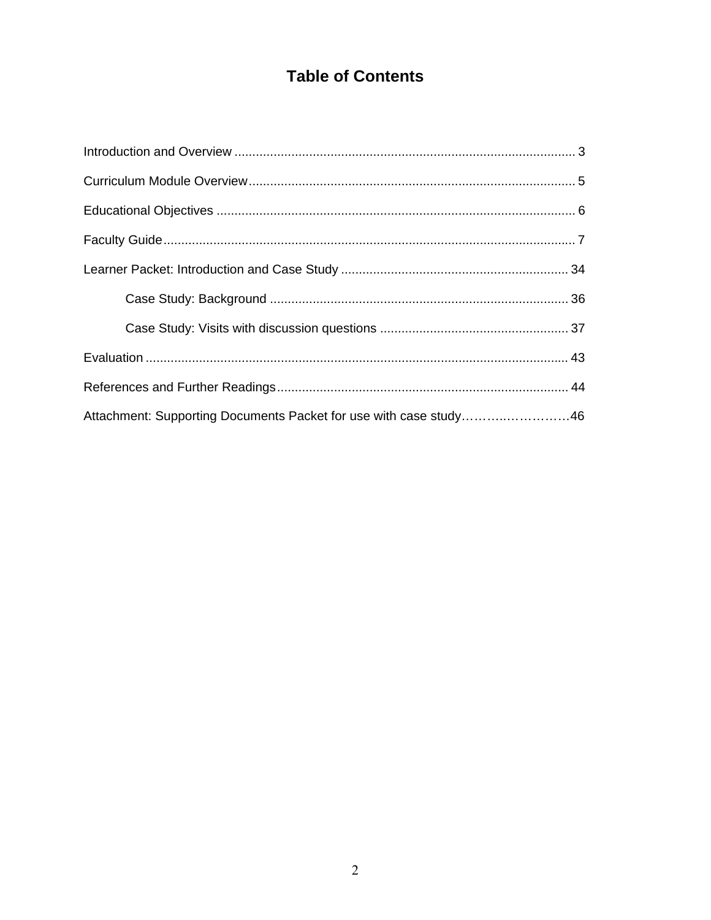# Table of Contents

Introduction and Overview ........................................................................................ 3

Curriculum Module Overview.................................................................................... 5

Educational Objectives ............................................................................................. 6

Faculty Guide............................................................................................................ 7

Learner Packet: Introduction and Case Study ......................................................... 34

    Case Study: Background .................................................................................... 36

    Case Study: Visits with discussion questions ..................................................... 37

Evaluation ............................................................................................................... 43

References and Further Readings.......................................................................... 44

Attachment: Supporting Documents Packet for use with case study……….…………46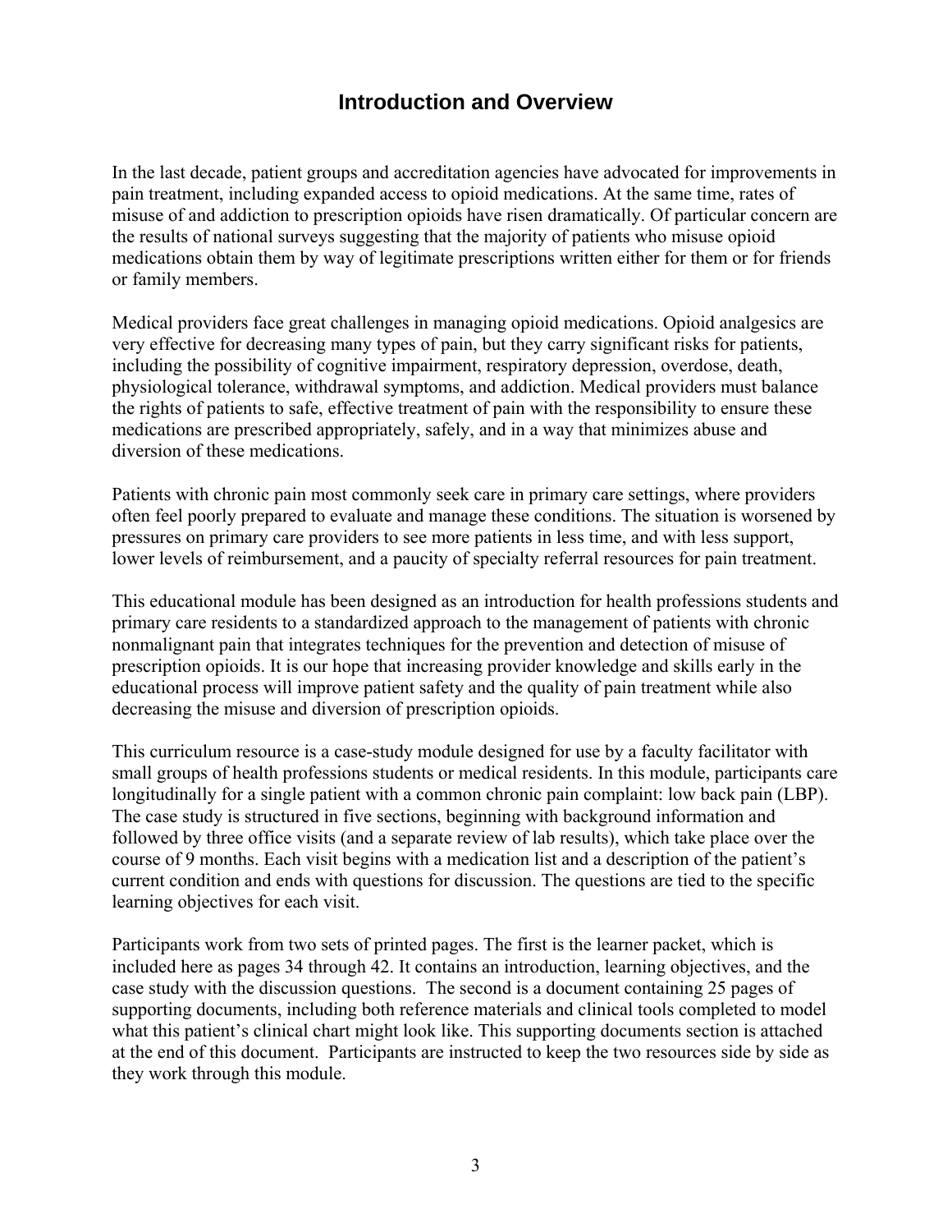## Introduction and Overview

In the last decade, patient groups and accreditation agencies have advocated for improvements in pain treatment, including expanded access to opioid medications. At the same time, rates of misuse of and addiction to prescription opioids have risen dramatically. Of particular concern are the results of national surveys suggesting that the majority of patients who misuse opioid medications obtain them by way of legitimate prescriptions written either for them or for friends or family members.

Medical providers face great challenges in managing opioid medications. Opioid analgesics are very effective for decreasing many types of pain, but they carry significant risks for patients, including the possibility of cognitive impairment, respiratory depression, overdose, death, physiological tolerance, withdrawal symptoms, and addiction. Medical providers must balance the rights of patients to safe, effective treatment of pain with the responsibility to ensure these medications are prescribed appropriately, safely, and in a way that minimizes abuse and diversion of these medications.

Patients with chronic pain most commonly seek care in primary care settings, where providers often feel poorly prepared to evaluate and manage these conditions. The situation is worsened by pressures on primary care providers to see more patients in less time, and with less support, lower levels of reimbursement, and a paucity of specialty referral resources for pain treatment.

This educational module has been designed as an introduction for health professions students and primary care residents to a standardized approach to the management of patients with chronic nonmalignant pain that integrates techniques for the prevention and detection of misuse of prescription opioids. It is our hope that increasing provider knowledge and skills early in the educational process will improve patient safety and the quality of pain treatment while also decreasing the misuse and diversion of prescription opioids.

This curriculum resource is a case-study module designed for use by a faculty facilitator with small groups of health professions students or medical residents. In this module, participants care longitudinally for a single patient with a common chronic pain complaint: low back pain (LBP). The case study is structured in five sections, beginning with background information and followed by three office visits (and a separate review of lab results), which take place over the course of 9 months. Each visit begins with a medication list and a description of the patient's current condition and ends with questions for discussion. The questions are tied to the specific learning objectives for each visit.

Participants work from two sets of printed pages. The first is the learner packet, which is included here as pages 34 through 42. It contains an introduction, learning objectives, and the case study with the discussion questions. The second is a document containing 25 pages of supporting documents, including both reference materials and clinical tools completed to model what this patient's clinical chart might look like. This supporting documents section is attached at the end of this document. Participants are instructed to keep the two resources side by side as they work through this module.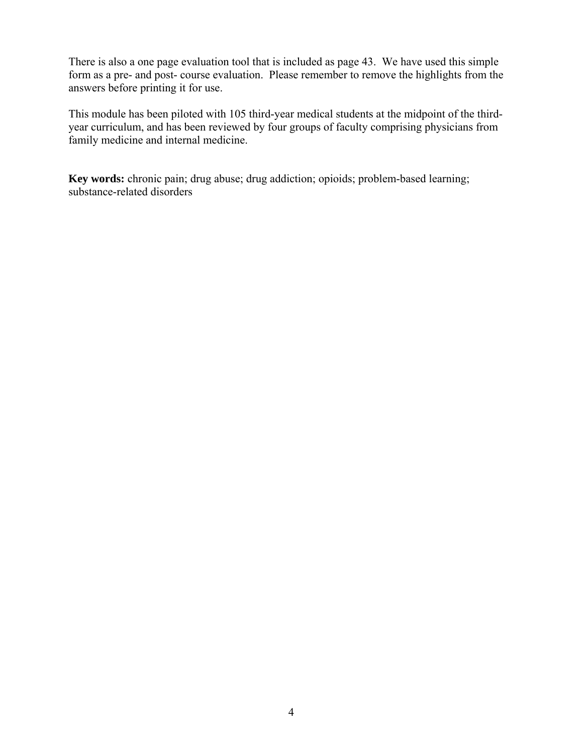There is also a one page evaluation tool that is included as page 43. We have used this simple form as a pre- and post- course evaluation. Please remember to remove the highlights from the answers before printing it for use.

This module has been piloted with 105 third-year medical students at the midpoint of the third-year curriculum, and has been reviewed by four groups of faculty comprising physicians from family medicine and internal medicine.

**Key words:** chronic pain; drug abuse; drug addiction; opioids; problem-based learning; substance-related disorders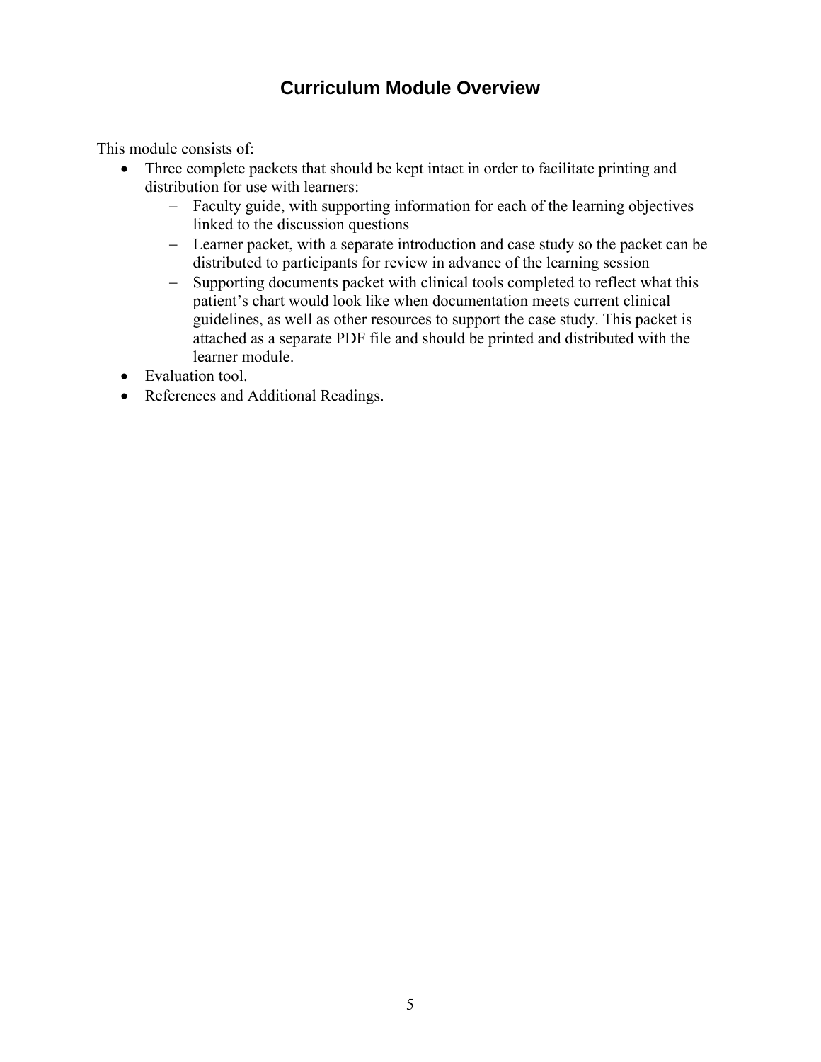# Curriculum Module Overview

This module consists of:

- Three complete packets that should be kept intact in order to facilitate printing and distribution for use with learners:
  - Faculty guide, with supporting information for each of the learning objectives linked to the discussion questions
  - Learner packet, with a separate introduction and case study so the packet can be distributed to participants for review in advance of the learning session
  - Supporting documents packet with clinical tools completed to reflect what this patient's chart would look like when documentation meets current clinical guidelines, as well as other resources to support the case study. This packet is attached as a separate PDF file and should be printed and distributed with the learner module.
- Evaluation tool.
- References and Additional Readings.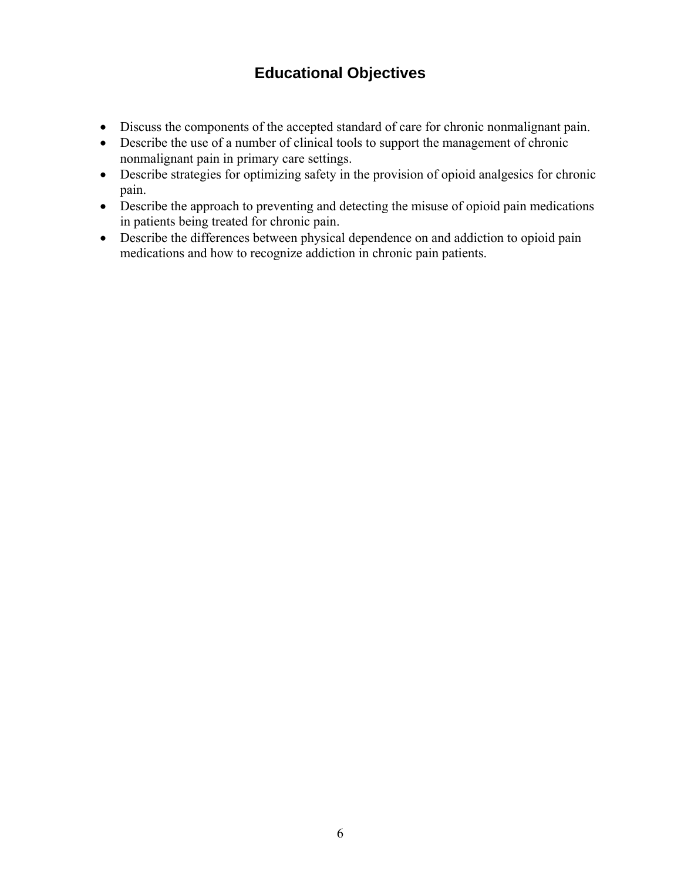# Educational Objectives

- Discuss the components of the accepted standard of care for chronic nonmalignant pain.
- Describe the use of a number of clinical tools to support the management of chronic nonmalignant pain in primary care settings.
- Describe strategies for optimizing safety in the provision of opioid analgesics for chronic pain.
- Describe the approach to preventing and detecting the misuse of opioid pain medications in patients being treated for chronic pain.
- Describe the differences between physical dependence on and addiction to opioid pain medications and how to recognize addiction in chronic pain patients.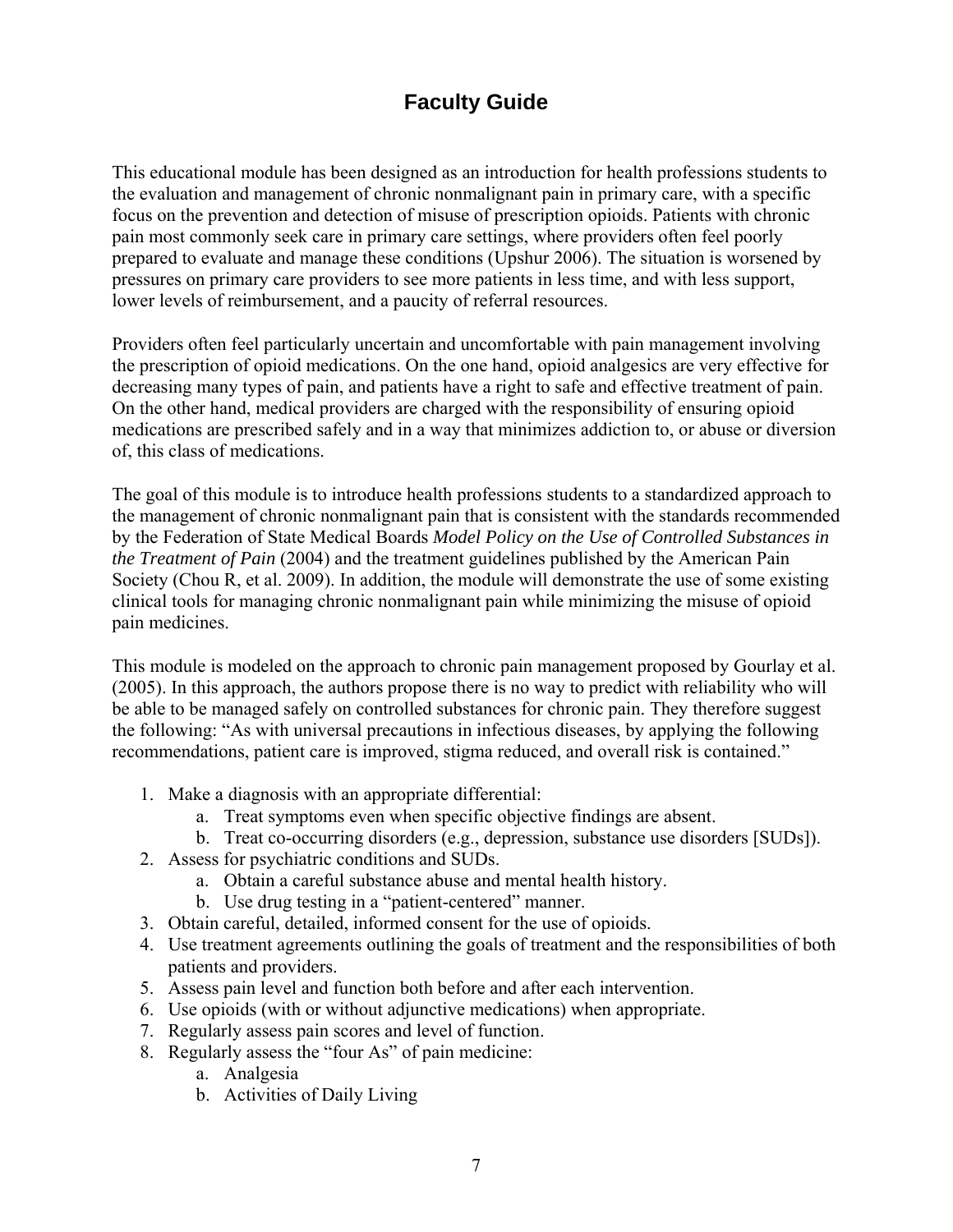# Faculty Guide

This educational module has been designed as an introduction for health professions students to the evaluation and management of chronic nonmalignant pain in primary care, with a specific focus on the prevention and detection of misuse of prescription opioids. Patients with chronic pain most commonly seek care in primary care settings, where providers often feel poorly prepared to evaluate and manage these conditions (Upshur 2006). The situation is worsened by pressures on primary care providers to see more patients in less time, and with less support, lower levels of reimbursement, and a paucity of referral resources.

Providers often feel particularly uncertain and uncomfortable with pain management involving the prescription of opioid medications. On the one hand, opioid analgesics are very effective for decreasing many types of pain, and patients have a right to safe and effective treatment of pain. On the other hand, medical providers are charged with the responsibility of ensuring opioid medications are prescribed safely and in a way that minimizes addiction to, or abuse or diversion of, this class of medications.

The goal of this module is to introduce health professions students to a standardized approach to the management of chronic nonmalignant pain that is consistent with the standards recommended by the Federation of State Medical Boards *Model Policy on the Use of Controlled Substances in the Treatment of Pain* (2004) and the treatment guidelines published by the American Pain Society (Chou R, et al. 2009). In addition, the module will demonstrate the use of some existing clinical tools for managing chronic nonmalignant pain while minimizing the misuse of opioid pain medicines.

This module is modeled on the approach to chronic pain management proposed by Gourlay et al. (2005). In this approach, the authors propose there is no way to predict with reliability who will be able to be managed safely on controlled substances for chronic pain. They therefore suggest the following: "As with universal precautions in infectious diseases, by applying the following recommendations, patient care is improved, stigma reduced, and overall risk is contained."

1. Make a diagnosis with an appropriate differential:
   a. Treat symptoms even when specific objective findings are absent.
   b. Treat co-occurring disorders (e.g., depression, substance use disorders [SUDs]).
2. Assess for psychiatric conditions and SUDs.
   a. Obtain a careful substance abuse and mental health history.
   b. Use drug testing in a "patient-centered" manner.
3. Obtain careful, detailed, informed consent for the use of opioids.
4. Use treatment agreements outlining the goals of treatment and the responsibilities of both patients and providers.
5. Assess pain level and function both before and after each intervention.
6. Use opioids (with or without adjunctive medications) when appropriate.
7. Regularly assess pain scores and level of function.
8. Regularly assess the "four As" of pain medicine:
   a. Analgesia
   b. Activities of Daily Living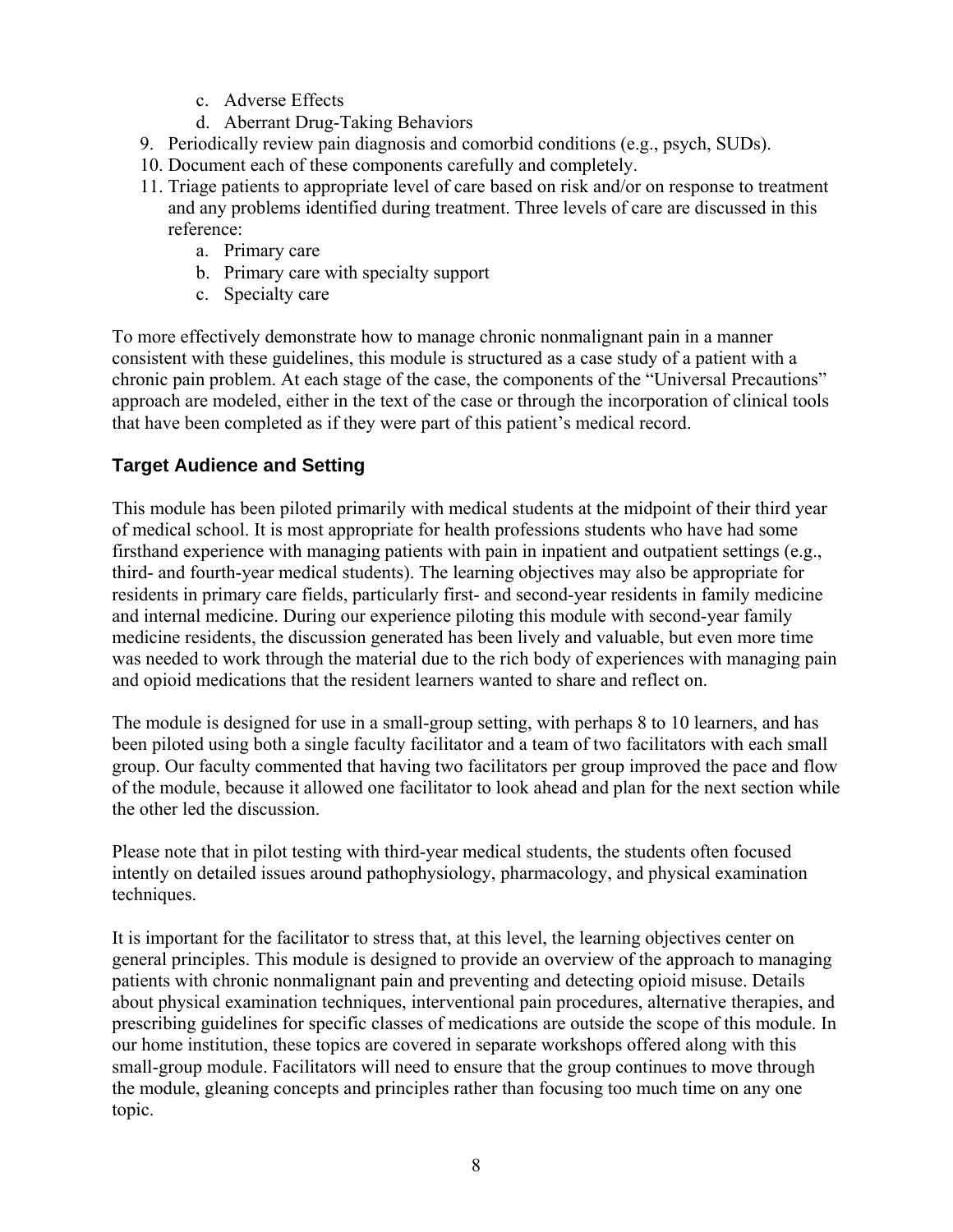c. Adverse Effects
   d. Aberrant Drug-Taking Behaviors
9. Periodically review pain diagnosis and comorbid conditions (e.g., psych, SUDs).
10. Document each of these components carefully and completely.
11. Triage patients to appropriate level of care based on risk and/or on response to treatment and any problems identified during treatment. Three levels of care are discussed in this reference:
    a. Primary care
    b. Primary care with specialty support
    c. Specialty care

To more effectively demonstrate how to manage chronic nonmalignant pain in a manner consistent with these guidelines, this module is structured as a case study of a patient with a chronic pain problem. At each stage of the case, the components of the "Universal Precautions" approach are modeled, either in the text of the case or through the incorporation of clinical tools that have been completed as if they were part of this patient's medical record.

### Target Audience and Setting

This module has been piloted primarily with medical students at the midpoint of their third year of medical school. It is most appropriate for health professions students who have had some firsthand experience with managing patients with pain in inpatient and outpatient settings (e.g., third- and fourth-year medical students). The learning objectives may also be appropriate for residents in primary care fields, particularly first- and second-year residents in family medicine and internal medicine. During our experience piloting this module with second-year family medicine residents, the discussion generated has been lively and valuable, but even more time was needed to work through the material due to the rich body of experiences with managing pain and opioid medications that the resident learners wanted to share and reflect on.

The module is designed for use in a small-group setting, with perhaps 8 to 10 learners, and has been piloted using both a single faculty facilitator and a team of two facilitators with each small group. Our faculty commented that having two facilitators per group improved the pace and flow of the module, because it allowed one facilitator to look ahead and plan for the next section while the other led the discussion.

Please note that in pilot testing with third-year medical students, the students often focused intently on detailed issues around pathophysiology, pharmacology, and physical examination techniques.

It is important for the facilitator to stress that, at this level, the learning objectives center on general principles. This module is designed to provide an overview of the approach to managing patients with chronic nonmalignant pain and preventing and detecting opioid misuse. Details about physical examination techniques, interventional pain procedures, alternative therapies, and prescribing guidelines for specific classes of medications are outside the scope of this module. In our home institution, these topics are covered in separate workshops offered along with this small-group module. Facilitators will need to ensure that the group continues to move through the module, gleaning concepts and principles rather than focusing too much time on any one topic.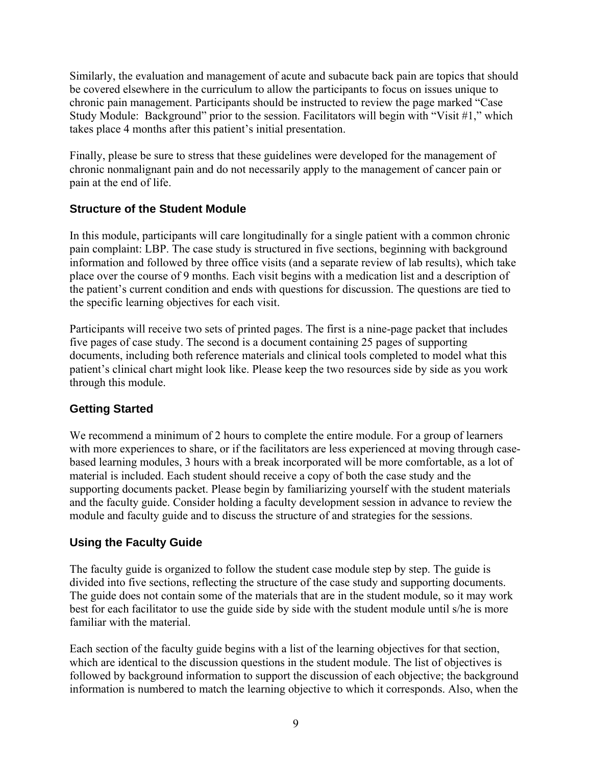Similarly, the evaluation and management of acute and subacute back pain are topics that should be covered elsewhere in the curriculum to allow the participants to focus on issues unique to chronic pain management. Participants should be instructed to review the page marked "Case Study Module: Background" prior to the session. Facilitators will begin with "Visit #1," which takes place 4 months after this patient's initial presentation.

Finally, please be sure to stress that these guidelines were developed for the management of chronic nonmalignant pain and do not necessarily apply to the management of cancer pain or pain at the end of life.

### Structure of the Student Module

In this module, participants will care longitudinally for a single patient with a common chronic pain complaint: LBP. The case study is structured in five sections, beginning with background information and followed by three office visits (and a separate review of lab results), which take place over the course of 9 months. Each visit begins with a medication list and a description of the patient's current condition and ends with questions for discussion. The questions are tied to the specific learning objectives for each visit.

Participants will receive two sets of printed pages. The first is a nine-page packet that includes five pages of case study. The second is a document containing 25 pages of supporting documents, including both reference materials and clinical tools completed to model what this patient's clinical chart might look like. Please keep the two resources side by side as you work through this module.

### Getting Started

We recommend a minimum of 2 hours to complete the entire module. For a group of learners with more experiences to share, or if the facilitators are less experienced at moving through case-based learning modules, 3 hours with a break incorporated will be more comfortable, as a lot of material is included. Each student should receive a copy of both the case study and the supporting documents packet. Please begin by familiarizing yourself with the student materials and the faculty guide. Consider holding a faculty development session in advance to review the module and faculty guide and to discuss the structure of and strategies for the sessions.

### Using the Faculty Guide

The faculty guide is organized to follow the student case module step by step. The guide is divided into five sections, reflecting the structure of the case study and supporting documents. The guide does not contain some of the materials that are in the student module, so it may work best for each facilitator to use the guide side by side with the student module until s/he is more familiar with the material.

Each section of the faculty guide begins with a list of the learning objectives for that section, which are identical to the discussion questions in the student module. The list of objectives is followed by background information to support the discussion of each objective; the background information is numbered to match the learning objective to which it corresponds. Also, when the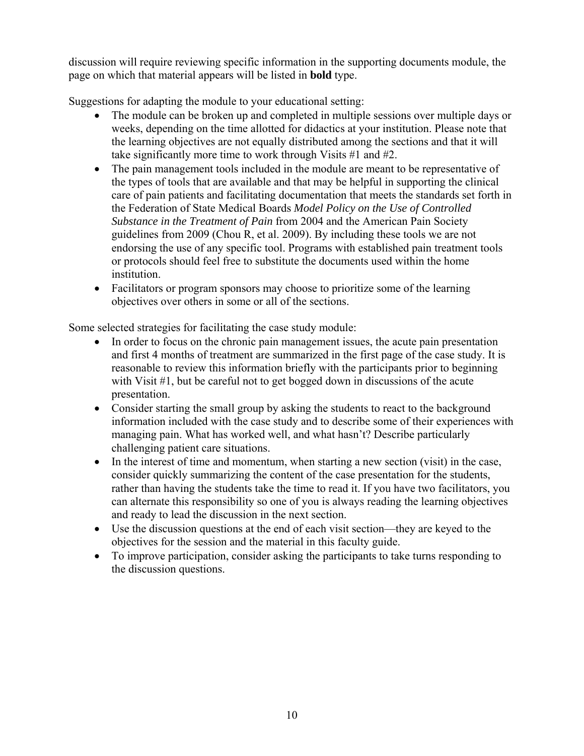discussion will require reviewing specific information in the supporting documents module, the page on which that material appears will be listed in **bold** type.

Suggestions for adapting the module to your educational setting:

- The module can be broken up and completed in multiple sessions over multiple days or weeks, depending on the time allotted for didactics at your institution. Please note that the learning objectives are not equally distributed among the sections and that it will take significantly more time to work through Visits #1 and #2.
- The pain management tools included in the module are meant to be representative of the types of tools that are available and that may be helpful in supporting the clinical care of pain patients and facilitating documentation that meets the standards set forth in the Federation of State Medical Boards *Model Policy on the Use of Controlled Substance in the Treatment of Pain* from 2004 and the American Pain Society guidelines from 2009 (Chou R, et al. 2009). By including these tools we are not endorsing the use of any specific tool. Programs with established pain treatment tools or protocols should feel free to substitute the documents used within the home institution.
- Facilitators or program sponsors may choose to prioritize some of the learning objectives over others in some or all of the sections.

Some selected strategies for facilitating the case study module:

- In order to focus on the chronic pain management issues, the acute pain presentation and first 4 months of treatment are summarized in the first page of the case study. It is reasonable to review this information briefly with the participants prior to beginning with Visit #1, but be careful not to get bogged down in discussions of the acute presentation.
- Consider starting the small group by asking the students to react to the background information included with the case study and to describe some of their experiences with managing pain. What has worked well, and what hasn't? Describe particularly challenging patient care situations.
- In the interest of time and momentum, when starting a new section (visit) in the case, consider quickly summarizing the content of the case presentation for the students, rather than having the students take the time to read it. If you have two facilitators, you can alternate this responsibility so one of you is always reading the learning objectives and ready to lead the discussion in the next section.
- Use the discussion questions at the end of each visit section—they are keyed to the objectives for the session and the material in this faculty guide.
- To improve participation, consider asking the participants to take turns responding to the discussion questions.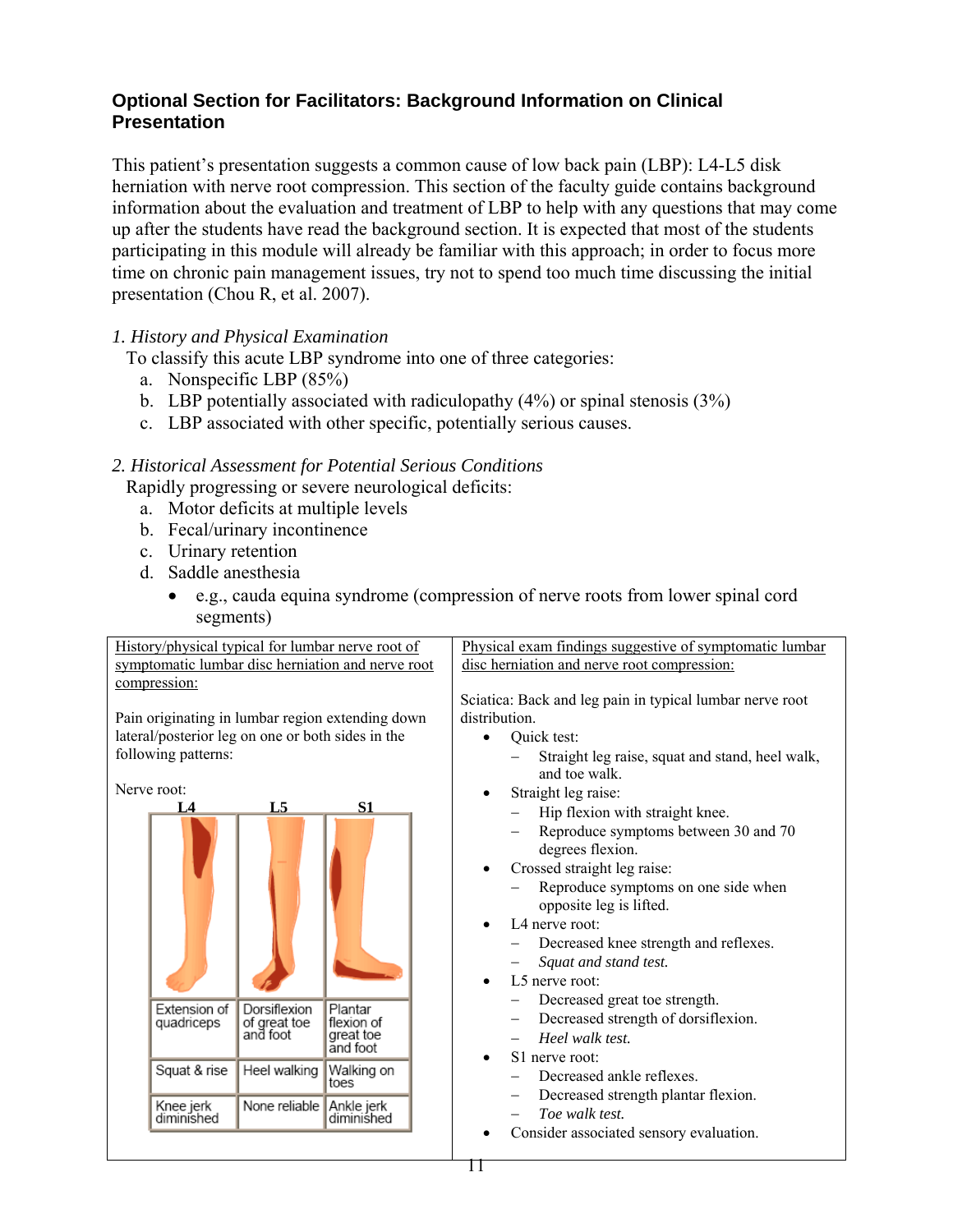## Optional Section for Facilitators: Background Information on Clinical Presentation

This patient's presentation suggests a common cause of low back pain (LBP): L4-L5 disk herniation with nerve root compression. This section of the faculty guide contains background information about the evaluation and treatment of LBP to help with any questions that may come up after the students have read the background section. It is expected that most of the students participating in this module will already be familiar with this approach; in order to focus more time on chronic pain management issues, try not to spend too much time discussing the initial presentation (Chou R, et al. 2007).

*1. History and Physical Examination*

To classify this acute LBP syndrome into one of three categories:

a. Nonspecific LBP (85%)
b. LBP potentially associated with radiculopathy (4%) or spinal stenosis (3%)
c. LBP associated with other specific, potentially serious causes.

*2. Historical Assessment for Potential Serious Conditions*

Rapidly progressing or severe neurological deficits:

a. Motor deficits at multiple levels
b. Fecal/urinary incontinence
c. Urinary retention
d. Saddle anesthesia
   - e.g., cauda equina syndrome (compression of nerve roots from lower spinal cord segments)

<u>History/physical typical for lumbar nerve root of symptomatic lumbar disc herniation and nerve root compression:</u>

Pain originating in lumbar region extending down lateral/posterior leg on one or both sides in the following patterns:

Nerve root:

| L4 | L5 | S1 |
|---|---|---|
| Extension of quadriceps | Dorsiflexion of great toe and foot | Plantar flexion of great toe and foot |
| Squat & rise | Heel walking | Walking on toes |
| Knee jerk diminished | None reliable | Ankle jerk diminished |

<u>Physical exam findings suggestive of symptomatic lumbar disc herniation and nerve root compression:</u>

Sciatica: Back and leg pain in typical lumbar nerve root distribution.

- Quick test:
  - Straight leg raise, squat and stand, heel walk, and toe walk.
- Straight leg raise:
  - Hip flexion with straight knee.
  - Reproduce symptoms between 30 and 70 degrees flexion.
- Crossed straight leg raise:
  - Reproduce symptoms on one side when opposite leg is lifted.
- L4 nerve root:
  - Decreased knee strength and reflexes.
  - *Squat and stand test.*
- L5 nerve root:
  - Decreased great toe strength.
  - Decreased strength of dorsiflexion.
  - *Heel walk test.*
- S1 nerve root:
  - Decreased ankle reflexes.
  - Decreased strength plantar flexion.
  - *Toe walk test.*
- Consider associated sensory evaluation.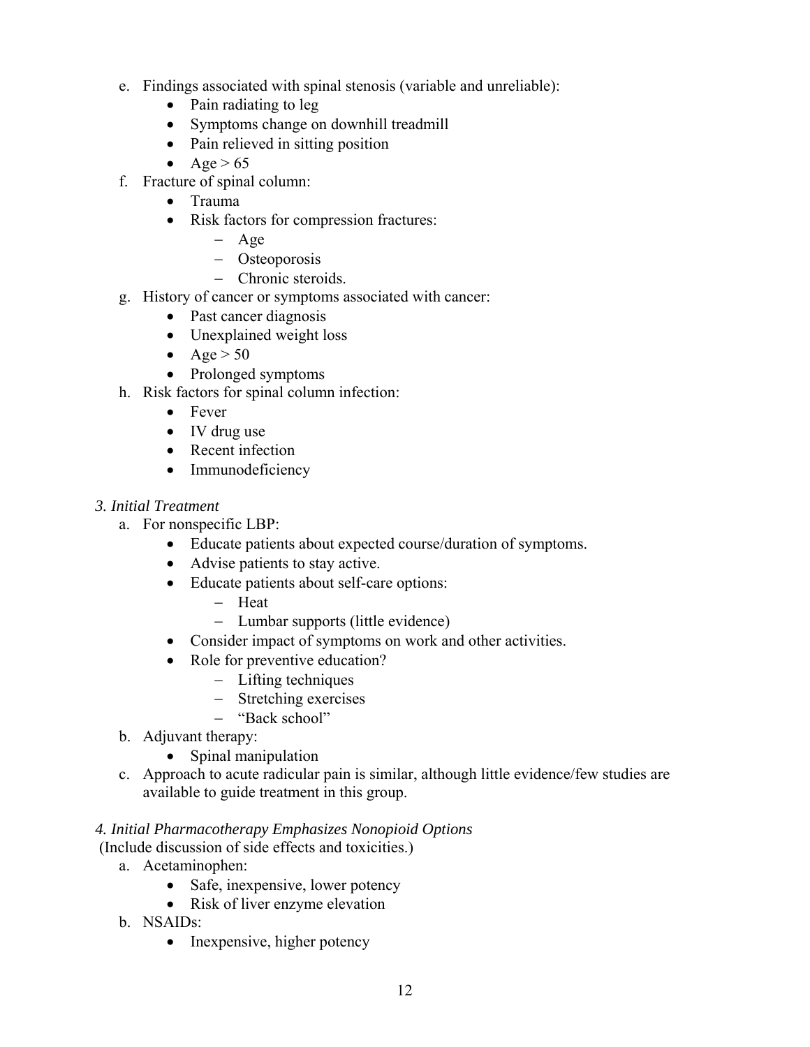e. Findings associated with spinal stenosis (variable and unreliable):
   - Pain radiating to leg
   - Symptoms change on downhill treadmill
   - Pain relieved in sitting position
   - Age > 65

f. Fracture of spinal column:
   - Trauma
   - Risk factors for compression fractures:
     - Age
     - Osteoporosis
     - Chronic steroids.

g. History of cancer or symptoms associated with cancer:
   - Past cancer diagnosis
   - Unexplained weight loss
   - Age > 50
   - Prolonged symptoms

h. Risk factors for spinal column infection:
   - Fever
   - IV drug use
   - Recent infection
   - Immunodeficiency

*3. Initial Treatment*

a. For nonspecific LBP:
   - Educate patients about expected course/duration of symptoms.
   - Advise patients to stay active.
   - Educate patients about self-care options:
     - Heat
     - Lumbar supports (little evidence)
   - Consider impact of symptoms on work and other activities.
   - Role for preventive education?
     - Lifting techniques
     - Stretching exercises
     - "Back school"

b. Adjuvant therapy:
   - Spinal manipulation

c. Approach to acute radicular pain is similar, although little evidence/few studies are available to guide treatment in this group.

*4. Initial Pharmacotherapy Emphasizes Nonopioid Options*

(Include discussion of side effects and toxicities.)

a. Acetaminophen:
   - Safe, inexpensive, lower potency
   - Risk of liver enzyme elevation

b. NSAIDs:
   - Inexpensive, higher potency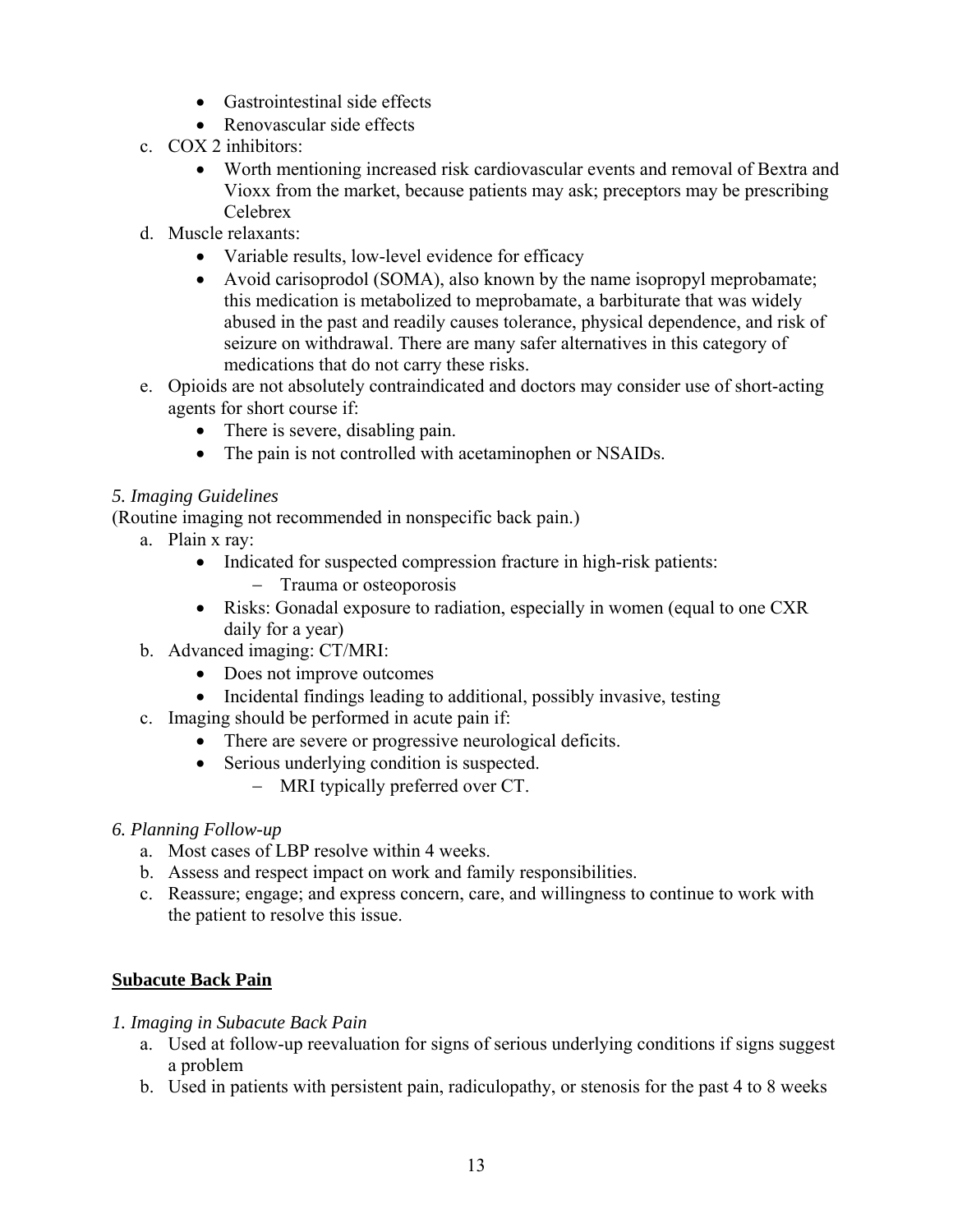- Gastrointestinal side effects
- Renovascular side effects

c. COX 2 inhibitors:
   - Worth mentioning increased risk cardiovascular events and removal of Bextra and Vioxx from the market, because patients may ask; preceptors may be prescribing Celebrex

d. Muscle relaxants:
   - Variable results, low-level evidence for efficacy
   - Avoid carisoprodol (SOMA), also known by the name isopropyl meprobamate; this medication is metabolized to meprobamate, a barbiturate that was widely abused in the past and readily causes tolerance, physical dependence, and risk of seizure on withdrawal. There are many safer alternatives in this category of medications that do not carry these risks.

e. Opioids are not absolutely contraindicated and doctors may consider use of short-acting agents for short course if:
   - There is severe, disabling pain.
   - The pain is not controlled with acetaminophen or NSAIDs.

*5. Imaging Guidelines*

(Routine imaging not recommended in nonspecific back pain.)

a. Plain x ray:
   - Indicated for suspected compression fracture in high-risk patients:
     - Trauma or osteoporosis
   - Risks: Gonadal exposure to radiation, especially in women (equal to one CXR daily for a year)

b. Advanced imaging: CT/MRI:
   - Does not improve outcomes
   - Incidental findings leading to additional, possibly invasive, testing

c. Imaging should be performed in acute pain if:
   - There are severe or progressive neurological deficits.
   - Serious underlying condition is suspected.
     - MRI typically preferred over CT.

*6. Planning Follow-up*

a. Most cases of LBP resolve within 4 weeks.
b. Assess and respect impact on work and family responsibilities.
c. Reassure; engage; and express concern, care, and willingness to continue to work with the patient to resolve this issue.

## Subacute Back Pain

*1. Imaging in Subacute Back Pain*

a. Used at follow-up reevaluation for signs of serious underlying conditions if signs suggest a problem
b. Used in patients with persistent pain, radiculopathy, or stenosis for the past 4 to 8 weeks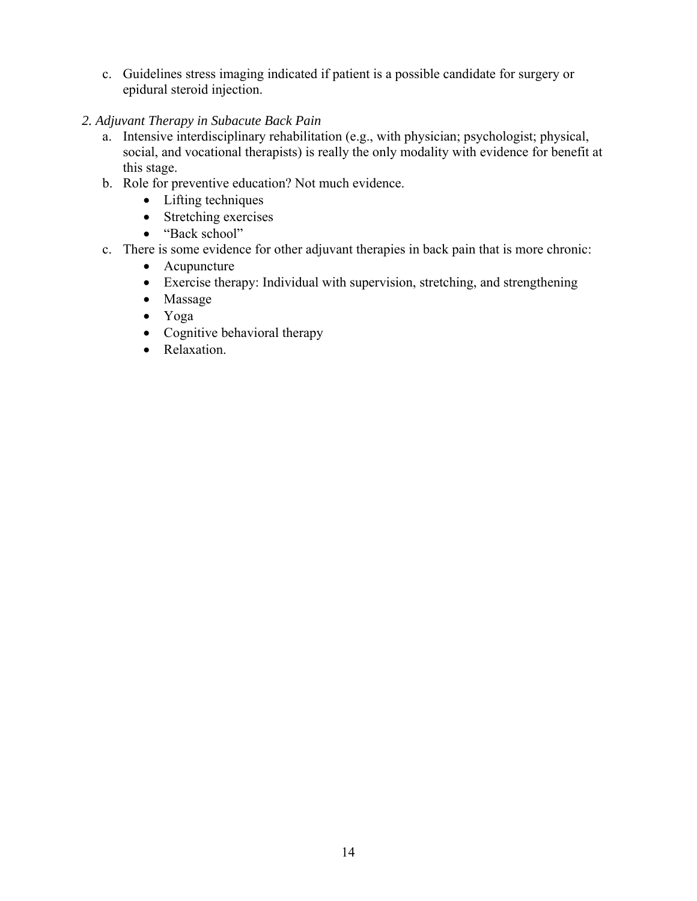c. Guidelines stress imaging indicated if patient is a possible candidate for surgery or epidural steroid injection.

*2. Adjuvant Therapy in Subacute Back Pain*

a. Intensive interdisciplinary rehabilitation (e.g., with physician; psychologist; physical, social, and vocational therapists) is really the only modality with evidence for benefit at this stage.

b. Role for preventive education? Not much evidence.
   - Lifting techniques
   - Stretching exercises
   - "Back school"

c. There is some evidence for other adjuvant therapies in back pain that is more chronic:
   - Acupuncture
   - Exercise therapy: Individual with supervision, stretching, and strengthening
   - Massage
   - Yoga
   - Cognitive behavioral therapy
   - Relaxation.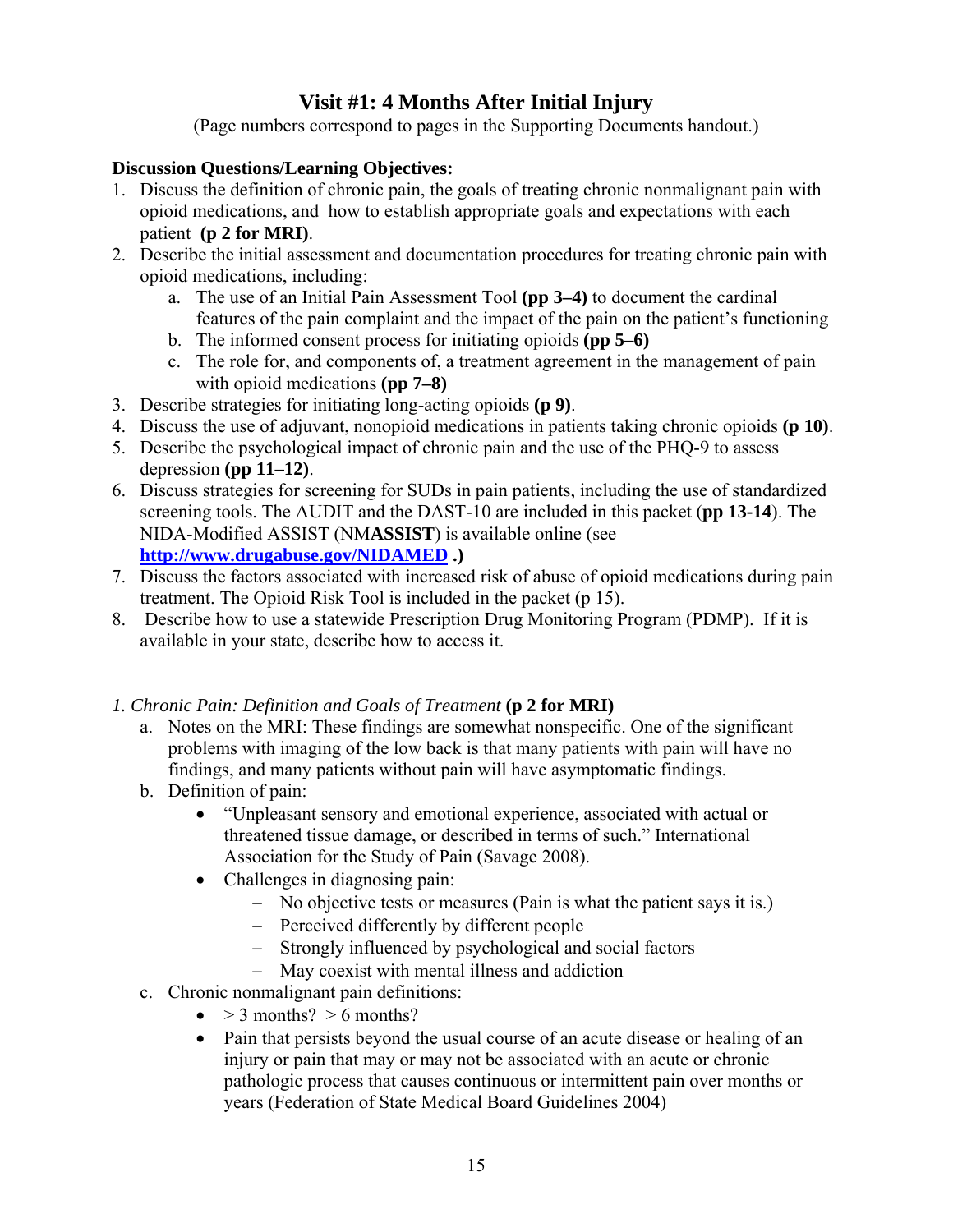# Visit #1: 4 Months After Initial Injury

(Page numbers correspond to pages in the Supporting Documents handout.)

**Discussion Questions/Learning Objectives:**

1. Discuss the definition of chronic pain, the goals of treating chronic nonmalignant pain with opioid medications, and how to establish appropriate goals and expectations with each patient **(p 2 for MRI)**.
2. Describe the initial assessment and documentation procedures for treating chronic pain with opioid medications, including:
   a. The use of an Initial Pain Assessment Tool **(pp 3–4)** to document the cardinal features of the pain complaint and the impact of the pain on the patient's functioning
   b. The informed consent process for initiating opioids **(pp 5–6)**
   c. The role for, and components of, a treatment agreement in the management of pain with opioid medications **(pp 7–8)**
3. Describe strategies for initiating long-acting opioids **(p 9)**.
4. Discuss the use of adjuvant, nonopioid medications in patients taking chronic opioids **(p 10)**.
5. Describe the psychological impact of chronic pain and the use of the PHQ-9 to assess depression **(pp 11–12)**.
6. Discuss strategies for screening for SUDs in pain patients, including the use of standardized screening tools. The AUDIT and the DAST-10 are included in this packet (**pp 13-14**). The NIDA-Modified ASSIST (NM**ASSIST**) is available online (see **http://www.drugabuse.gov/NIDAMED .)**
7. Discuss the factors associated with increased risk of abuse of opioid medications during pain treatment. The Opioid Risk Tool is included in the packet (p 15).
8. Describe how to use a statewide Prescription Drug Monitoring Program (PDMP). If it is available in your state, describe how to access it.

*1. Chronic Pain: Definition and Goals of Treatment* **(p 2 for MRI)**

a. Notes on the MRI: These findings are somewhat nonspecific. One of the significant problems with imaging of the low back is that many patients with pain will have no findings, and many patients without pain will have asymptomatic findings.

b. Definition of pain:
   - "Unpleasant sensory and emotional experience, associated with actual or threatened tissue damage, or described in terms of such." International Association for the Study of Pain (Savage 2008).
   - Challenges in diagnosing pain:
     - No objective tests or measures (Pain is what the patient says it is.)
     - Perceived differently by different people
     - Strongly influenced by psychological and social factors
     - May coexist with mental illness and addiction

c. Chronic nonmalignant pain definitions:
   - > 3 months? > 6 months?
   - Pain that persists beyond the usual course of an acute disease or healing of an injury or pain that may or may not be associated with an acute or chronic pathologic process that causes continuous or intermittent pain over months or years (Federation of State Medical Board Guidelines 2004)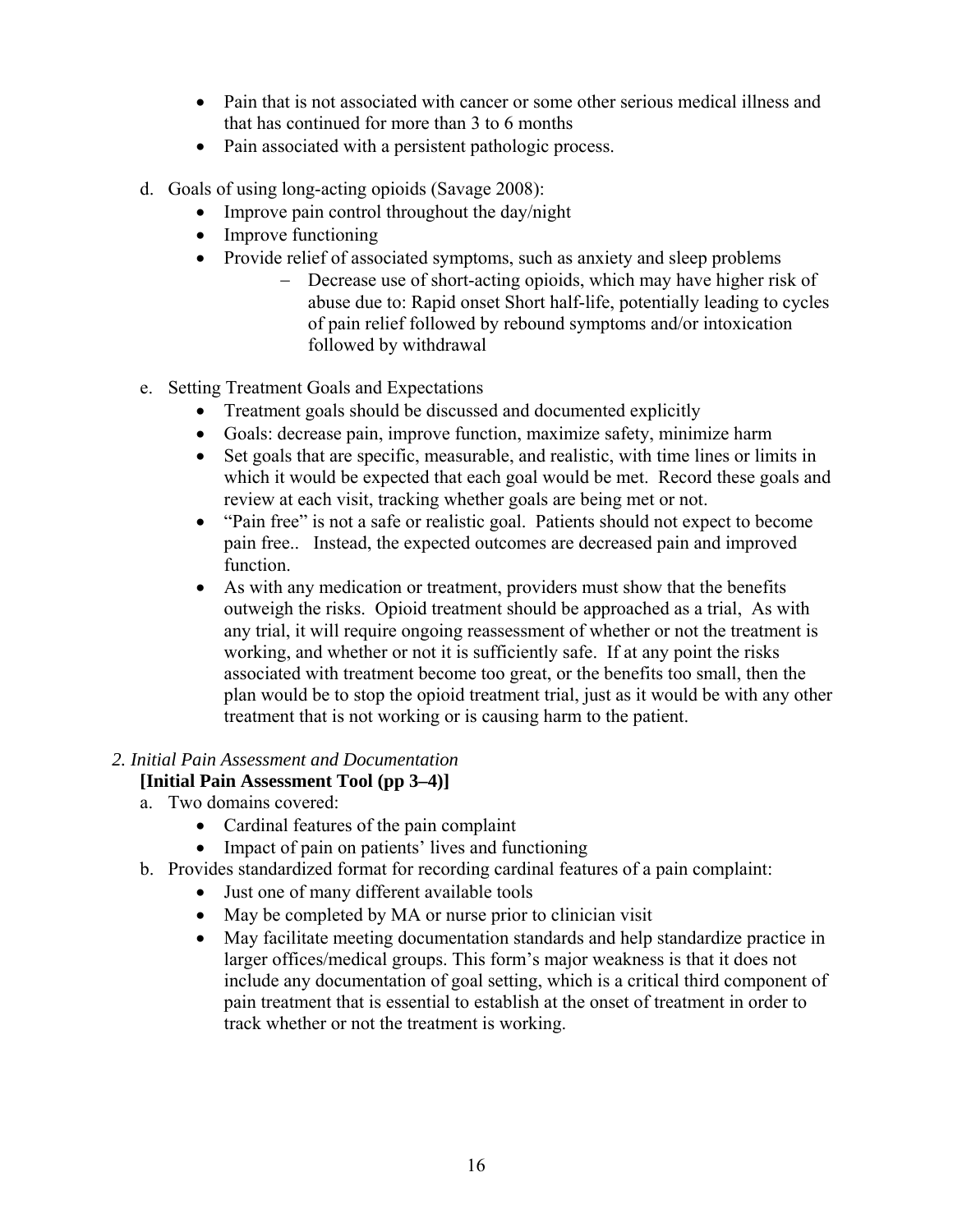- Pain that is not associated with cancer or some other serious medical illness and that has continued for more than 3 to 6 months
- Pain associated with a persistent pathologic process.

d. Goals of using long-acting opioids (Savage 2008):
   - Improve pain control throughout the day/night
   - Improve functioning
   - Provide relief of associated symptoms, such as anxiety and sleep problems
     - Decrease use of short-acting opioids, which may have higher risk of abuse due to: Rapid onset Short half-life, potentially leading to cycles of pain relief followed by rebound symptoms and/or intoxication followed by withdrawal

e. Setting Treatment Goals and Expectations
   - Treatment goals should be discussed and documented explicitly
   - Goals: decrease pain, improve function, maximize safety, minimize harm
   - Set goals that are specific, measurable, and realistic, with time lines or limits in which it would be expected that each goal would be met. Record these goals and review at each visit, tracking whether goals are being met or not.
   - "Pain free" is not a safe or realistic goal. Patients should not expect to become pain free.. Instead, the expected outcomes are decreased pain and improved function.
   - As with any medication or treatment, providers must show that the benefits outweigh the risks. Opioid treatment should be approached as a trial, As with any trial, it will require ongoing reassessment of whether or not the treatment is working, and whether or not it is sufficiently safe. If at any point the risks associated with treatment become too great, or the benefits too small, then the plan would be to stop the opioid treatment trial, just as it would be with any other treatment that is not working or is causing harm to the patient.

*2. Initial Pain Assessment and Documentation*

**[Initial Pain Assessment Tool (pp 3–4)]**

a. Two domains covered:
   - Cardinal features of the pain complaint
   - Impact of pain on patients' lives and functioning

b. Provides standardized format for recording cardinal features of a pain complaint:
   - Just one of many different available tools
   - May be completed by MA or nurse prior to clinician visit
   - May facilitate meeting documentation standards and help standardize practice in larger offices/medical groups. This form's major weakness is that it does not include any documentation of goal setting, which is a critical third component of pain treatment that is essential to establish at the onset of treatment in order to track whether or not the treatment is working.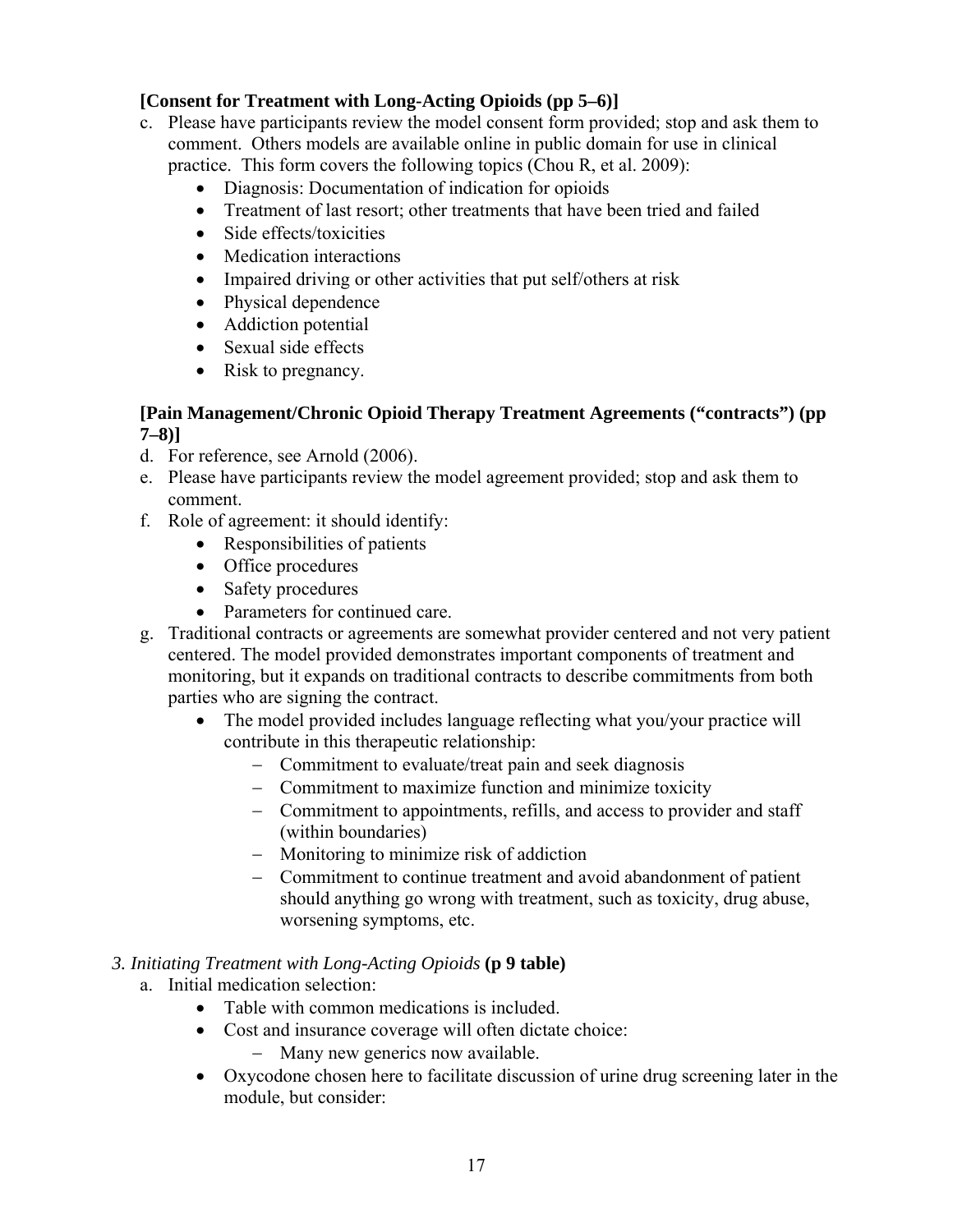**[Consent for Treatment with Long-Acting Opioids (pp 5–6)]**

c. Please have participants review the model consent form provided; stop and ask them to comment. Others models are available online in public domain for use in clinical practice. This form covers the following topics (Chou R, et al. 2009):
    - Diagnosis: Documentation of indication for opioids
    - Treatment of last resort; other treatments that have been tried and failed
    - Side effects/toxicities
    - Medication interactions
    - Impaired driving or other activities that put self/others at risk
    - Physical dependence
    - Addiction potential
    - Sexual side effects
    - Risk to pregnancy.

**[Pain Management/Chronic Opioid Therapy Treatment Agreements ("contracts") (pp 7–8)]**

d. For reference, see Arnold (2006).
e. Please have participants review the model agreement provided; stop and ask them to comment.
f. Role of agreement: it should identify:
    - Responsibilities of patients
    - Office procedures
    - Safety procedures
    - Parameters for continued care.
g. Traditional contracts or agreements are somewhat provider centered and not very patient centered. The model provided demonstrates important components of treatment and monitoring, but it expands on traditional contracts to describe commitments from both parties who are signing the contract.
    - The model provided includes language reflecting what you/your practice will contribute in this therapeutic relationship:
        - Commitment to evaluate/treat pain and seek diagnosis
        - Commitment to maximize function and minimize toxicity
        - Commitment to appointments, refills, and access to provider and staff (within boundaries)
        - Monitoring to minimize risk of addiction
        - Commitment to continue treatment and avoid abandonment of patient should anything go wrong with treatment, such as toxicity, drug abuse, worsening symptoms, etc.

*3. Initiating Treatment with Long-Acting Opioids* **(p 9 table)**

a. Initial medication selection:
    - Table with common medications is included.
    - Cost and insurance coverage will often dictate choice:
        - Many new generics now available.
    - Oxycodone chosen here to facilitate discussion of urine drug screening later in the module, but consider: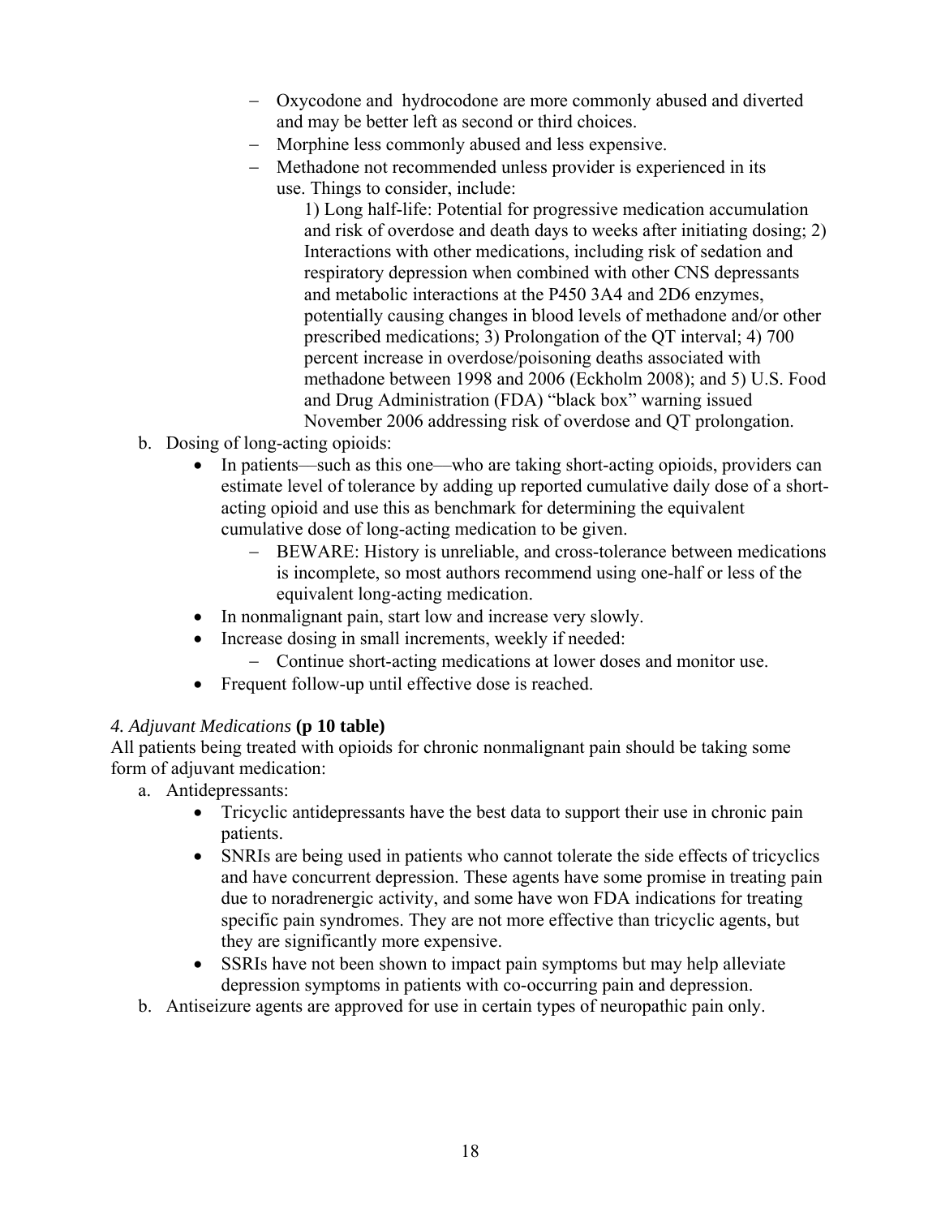- Oxycodone and hydrocodone are more commonly abused and diverted and may be better left as second or third choices.
- Morphine less commonly abused and less expensive.
- Methadone not recommended unless provider is experienced in its use. Things to consider, include:

  1) Long half-life: Potential for progressive medication accumulation and risk of overdose and death days to weeks after initiating dosing; 2) Interactions with other medications, including risk of sedation and respiratory depression when combined with other CNS depressants and metabolic interactions at the P450 3A4 and 2D6 enzymes, potentially causing changes in blood levels of methadone and/or other prescribed medications; 3) Prolongation of the QT interval; 4) 700 percent increase in overdose/poisoning deaths associated with methadone between 1998 and 2006 (Eckholm 2008); and 5) U.S. Food and Drug Administration (FDA) "black box" warning issued November 2006 addressing risk of overdose and QT prolongation.

b. Dosing of long-acting opioids:
   - In patients—such as this one—who are taking short-acting opioids, providers can estimate level of tolerance by adding up reported cumulative daily dose of a short-acting opioid and use this as benchmark for determining the equivalent cumulative dose of long-acting medication to be given.
     - BEWARE: History is unreliable, and cross-tolerance between medications is incomplete, so most authors recommend using one-half or less of the equivalent long-acting medication.
   - In nonmalignant pain, start low and increase very slowly.
   - Increase dosing in small increments, weekly if needed:
     - Continue short-acting medications at lower doses and monitor use.
   - Frequent follow-up until effective dose is reached.

*4. Adjuvant Medications* **(p 10 table)**

All patients being treated with opioids for chronic nonmalignant pain should be taking some form of adjuvant medication:

a. Antidepressants:
   - Tricyclic antidepressants have the best data to support their use in chronic pain patients.
   - SNRIs are being used in patients who cannot tolerate the side effects of tricyclics and have concurrent depression. These agents have some promise in treating pain due to noradrenergic activity, and some have won FDA indications for treating specific pain syndromes. They are not more effective than tricyclic agents, but they are significantly more expensive.
   - SSRIs have not been shown to impact pain symptoms but may help alleviate depression symptoms in patients with co-occurring pain and depression.

b. Antiseizure agents are approved for use in certain types of neuropathic pain only.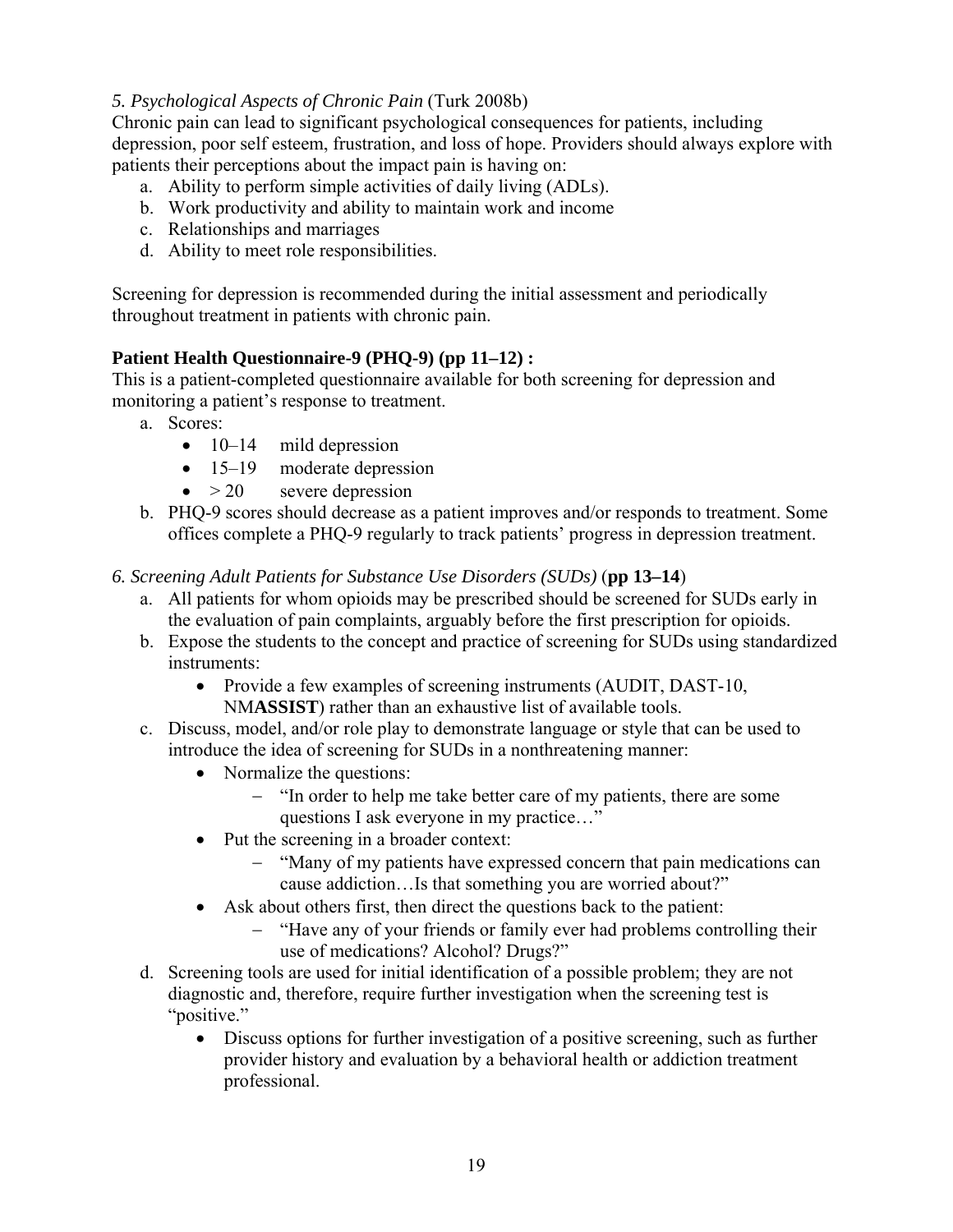*5. Psychological Aspects of Chronic Pain* (Turk 2008b)

Chronic pain can lead to significant psychological consequences for patients, including depression, poor self esteem, frustration, and loss of hope. Providers should always explore with patients their perceptions about the impact pain is having on:

a. Ability to perform simple activities of daily living (ADLs).
b. Work productivity and ability to maintain work and income
c. Relationships and marriages
d. Ability to meet role responsibilities.

Screening for depression is recommended during the initial assessment and periodically throughout treatment in patients with chronic pain.

**Patient Health Questionnaire-9 (PHQ-9) (pp 11–12) :**

This is a patient-completed questionnaire available for both screening for depression and monitoring a patient's response to treatment.

a. Scores:
   - 10–14 mild depression
   - 15–19 moderate depression
   - > 20 severe depression
b. PHQ-9 scores should decrease as a patient improves and/or responds to treatment. Some offices complete a PHQ-9 regularly to track patients' progress in depression treatment.

*6. Screening Adult Patients for Substance Use Disorders (SUDs)* (**pp 13–14**)

a. All patients for whom opioids may be prescribed should be screened for SUDs early in the evaluation of pain complaints, arguably before the first prescription for opioids.
b. Expose the students to the concept and practice of screening for SUDs using standardized instruments:
   - Provide a few examples of screening instruments (AUDIT, DAST-10, NM**ASSIST**) rather than an exhaustive list of available tools.
c. Discuss, model, and/or role play to demonstrate language or style that can be used to introduce the idea of screening for SUDs in a nonthreatening manner:
   - Normalize the questions:
     - "In order to help me take better care of my patients, there are some questions I ask everyone in my practice…"
   - Put the screening in a broader context:
     - "Many of my patients have expressed concern that pain medications can cause addiction…Is that something you are worried about?"
   - Ask about others first, then direct the questions back to the patient:
     - "Have any of your friends or family ever had problems controlling their use of medications? Alcohol? Drugs?"
d. Screening tools are used for initial identification of a possible problem; they are not diagnostic and, therefore, require further investigation when the screening test is "positive."
   - Discuss options for further investigation of a positive screening, such as further provider history and evaluation by a behavioral health or addiction treatment professional.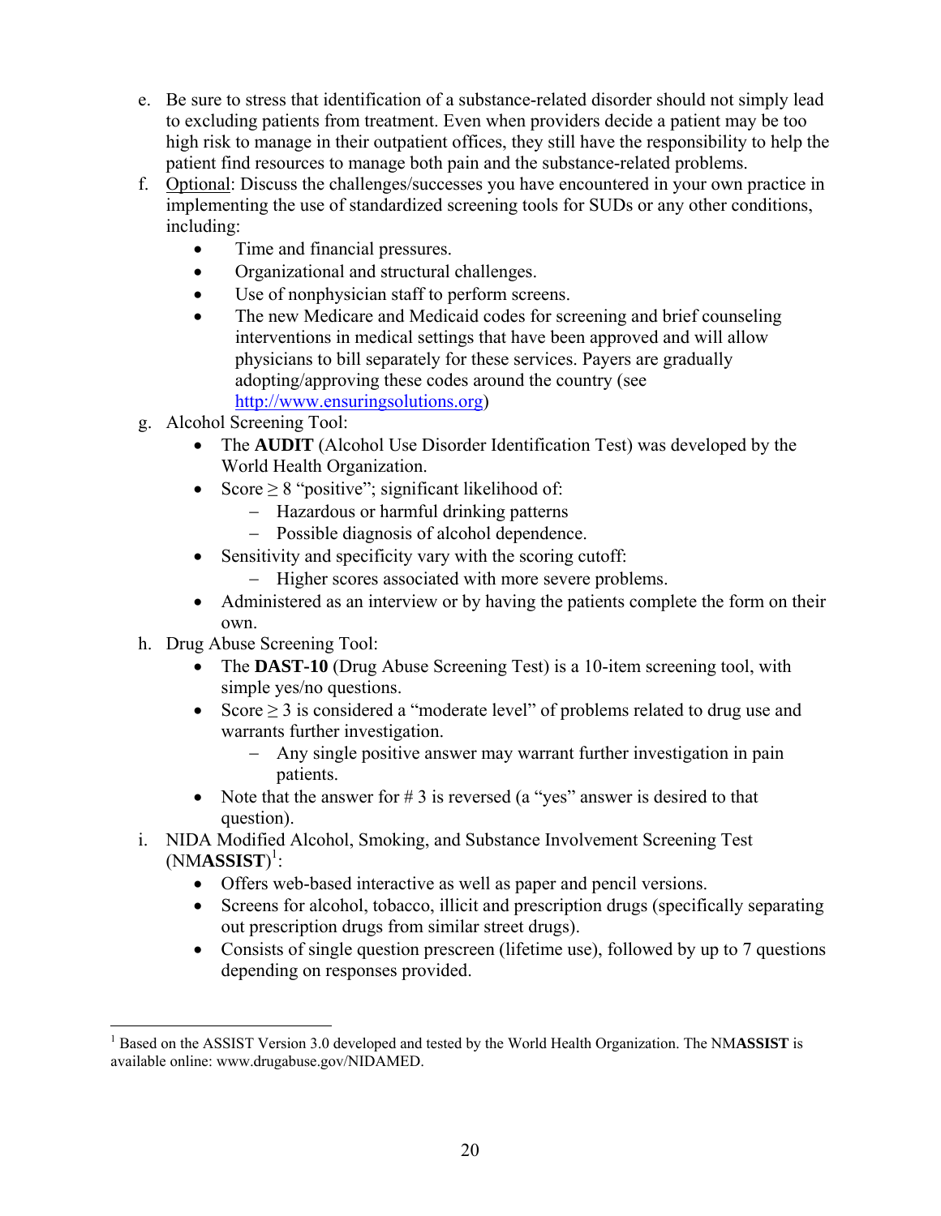e. Be sure to stress that identification of a substance-related disorder should not simply lead to excluding patients from treatment. Even when providers decide a patient may be too high risk to manage in their outpatient offices, they still have the responsibility to help the patient find resources to manage both pain and the substance-related problems.

f. Optional: Discuss the challenges/successes you have encountered in your own practice in implementing the use of standardized screening tools for SUDs or any other conditions, including:
   - Time and financial pressures.
   - Organizational and structural challenges.
   - Use of nonphysician staff to perform screens.
   - The new Medicare and Medicaid codes for screening and brief counseling interventions in medical settings that have been approved and will allow physicians to bill separately for these services. Payers are gradually adopting/approving these codes around the country (see http://www.ensuringsolutions.org)

g. Alcohol Screening Tool:
   - The **AUDIT** (Alcohol Use Disorder Identification Test) was developed by the World Health Organization.
   - Score ≥ 8 "positive"; significant likelihood of:
     - Hazardous or harmful drinking patterns
     - Possible diagnosis of alcohol dependence.
   - Sensitivity and specificity vary with the scoring cutoff:
     - Higher scores associated with more severe problems.
   - Administered as an interview or by having the patients complete the form on their own.

h. Drug Abuse Screening Tool:
   - The **DAST-10** (Drug Abuse Screening Test) is a 10-item screening tool, with simple yes/no questions.
   - Score ≥ 3 is considered a "moderate level" of problems related to drug use and warrants further investigation.
     - Any single positive answer may warrant further investigation in pain patients.
   - Note that the answer for # 3 is reversed (a "yes" answer is desired to that question).

i. NIDA Modified Alcohol, Smoking, and Substance Involvement Screening Test (NM**ASSIST**)[1]:
   - Offers web-based interactive as well as paper and pencil versions.
   - Screens for alcohol, tobacco, illicit and prescription drugs (specifically separating out prescription drugs from similar street drugs).
   - Consists of single question prescreen (lifetime use), followed by up to 7 questions depending on responses provided.

---

[1] Based on the ASSIST Version 3.0 developed and tested by the World Health Organization. The NM**ASSIST** is available online: www.drugabuse.gov/NIDAMED.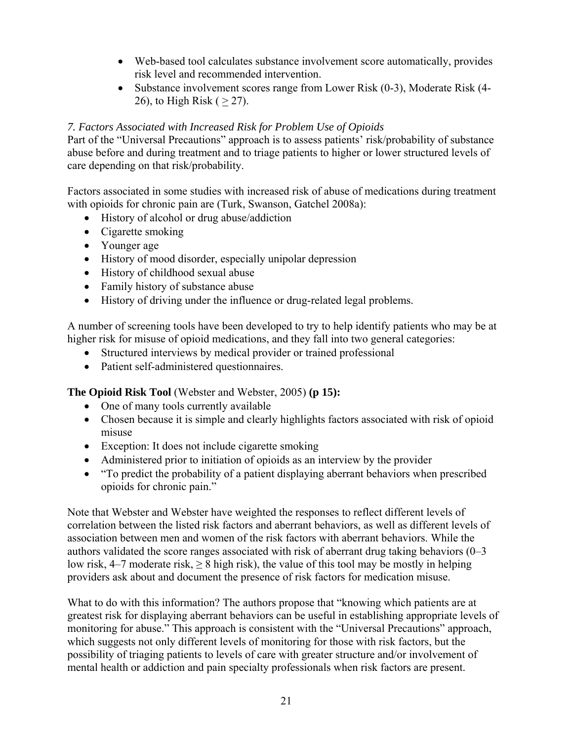- Web-based tool calculates substance involvement score automatically, provides risk level and recommended intervention.
- Substance involvement scores range from Lower Risk (0-3), Moderate Risk (4-26), to High Risk ( $\geq 27$).

*7. Factors Associated with Increased Risk for Problem Use of Opioids*

Part of the "Universal Precautions" approach is to assess patients' risk/probability of substance abuse before and during treatment and to triage patients to higher or lower structured levels of care depending on that risk/probability.

Factors associated in some studies with increased risk of abuse of medications during treatment with opioids for chronic pain are (Turk, Swanson, Gatchel 2008a):

- History of alcohol or drug abuse/addiction
- Cigarette smoking
- Younger age
- History of mood disorder, especially unipolar depression
- History of childhood sexual abuse
- Family history of substance abuse
- History of driving under the influence or drug-related legal problems.

A number of screening tools have been developed to try to help identify patients who may be at higher risk for misuse of opioid medications, and they fall into two general categories:

- Structured interviews by medical provider or trained professional
- Patient self-administered questionnaires.

**The Opioid Risk Tool** (Webster and Webster, 2005) **(p 15):**

- One of many tools currently available
- Chosen because it is simple and clearly highlights factors associated with risk of opioid misuse
- Exception: It does not include cigarette smoking
- Administered prior to initiation of opioids as an interview by the provider
- "To predict the probability of a patient displaying aberrant behaviors when prescribed opioids for chronic pain."

Note that Webster and Webster have weighted the responses to reflect different levels of correlation between the listed risk factors and aberrant behaviors, as well as different levels of association between men and women of the risk factors with aberrant behaviors. While the authors validated the score ranges associated with risk of aberrant drug taking behaviors (0–3 low risk, 4–7 moderate risk, $\geq 8$ high risk), the value of this tool may be mostly in helping providers ask about and document the presence of risk factors for medication misuse.

What to do with this information? The authors propose that "knowing which patients are at greatest risk for displaying aberrant behaviors can be useful in establishing appropriate levels of monitoring for abuse." This approach is consistent with the "Universal Precautions" approach, which suggests not only different levels of monitoring for those with risk factors, but the possibility of triaging patients to levels of care with greater structure and/or involvement of mental health or addiction and pain specialty professionals when risk factors are present.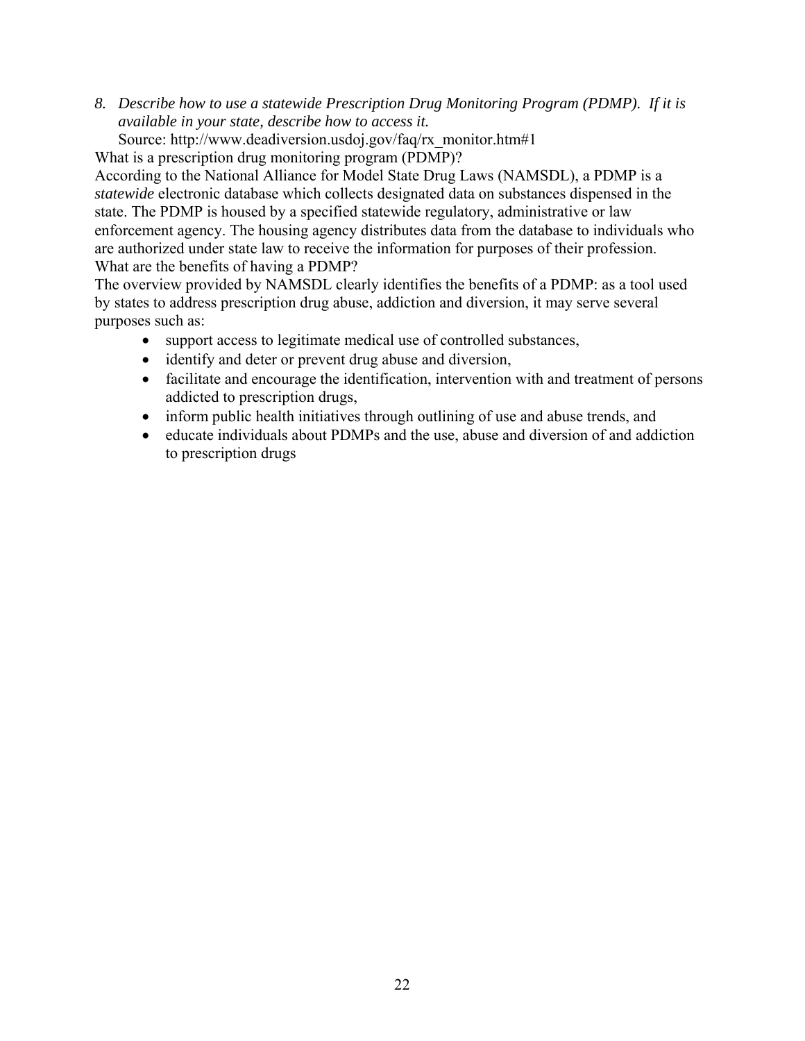8. *Describe how to use a statewide Prescription Drug Monitoring Program (PDMP). If it is available in your state, describe how to access it.*

   Source: http://www.deadiversion.usdoj.gov/faq/rx_monitor.htm#1

What is a prescription drug monitoring program (PDMP)?

According to the National Alliance for Model State Drug Laws (NAMSDL), a PDMP is a *statewide* electronic database which collects designated data on substances dispensed in the state. The PDMP is housed by a specified statewide regulatory, administrative or law enforcement agency. The housing agency distributes data from the database to individuals who are authorized under state law to receive the information for purposes of their profession.

What are the benefits of having a PDMP?

The overview provided by NAMSDL clearly identifies the benefits of a PDMP: as a tool used by states to address prescription drug abuse, addiction and diversion, it may serve several purposes such as:

- support access to legitimate medical use of controlled substances,
- identify and deter or prevent drug abuse and diversion,
- facilitate and encourage the identification, intervention with and treatment of persons addicted to prescription drugs,
- inform public health initiatives through outlining of use and abuse trends, and
- educate individuals about PDMPs and the use, abuse and diversion of and addiction to prescription drugs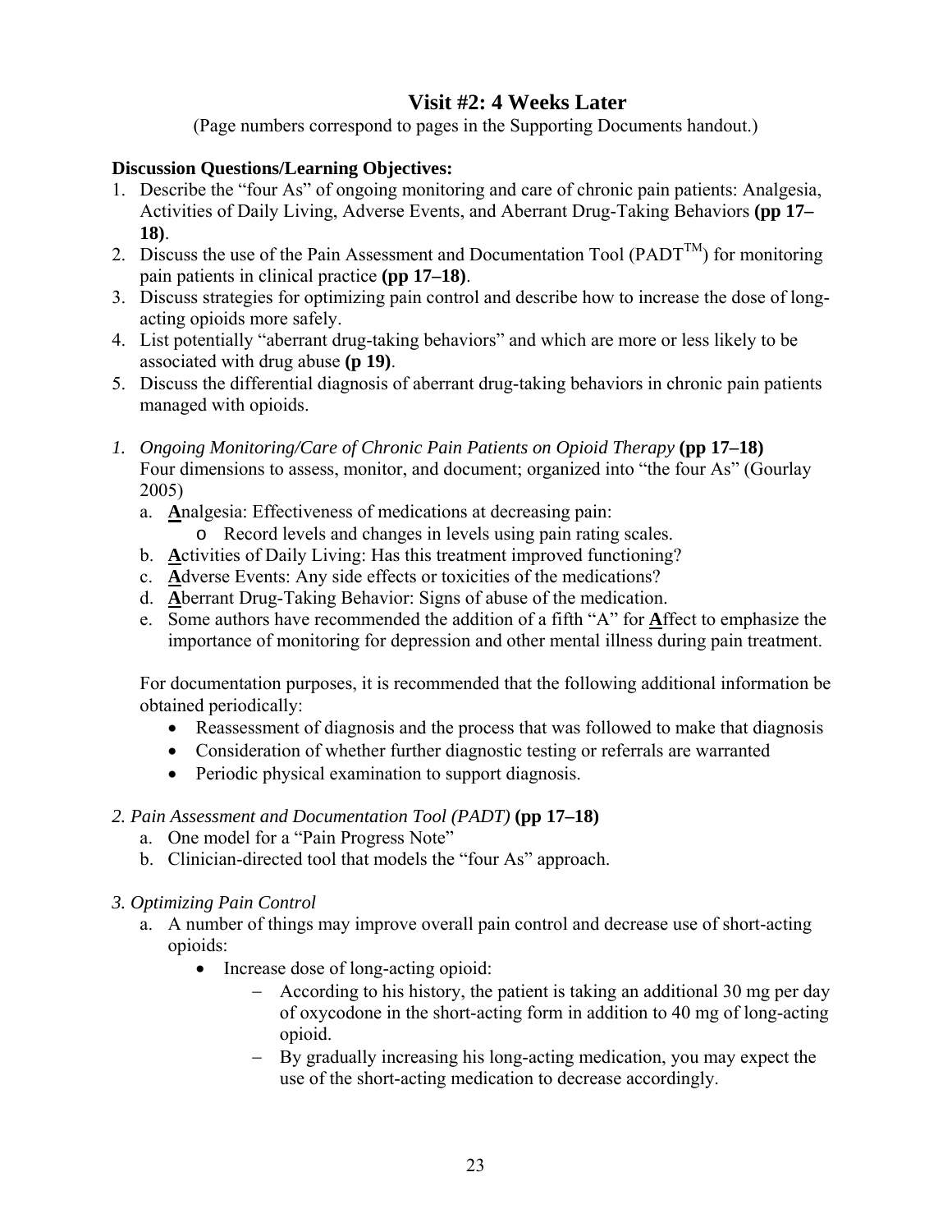## Visit #2: 4 Weeks Later

(Page numbers correspond to pages in the Supporting Documents handout.)

**Discussion Questions/Learning Objectives:**

1. Describe the "four As" of ongoing monitoring and care of chronic pain patients: Analgesia, Activities of Daily Living, Adverse Events, and Aberrant Drug-Taking Behaviors **(pp 17–18)**.
2. Discuss the use of the Pain Assessment and Documentation Tool (PADT™) for monitoring pain patients in clinical practice **(pp 17–18)**.
3. Discuss strategies for optimizing pain control and describe how to increase the dose of long-acting opioids more safely.
4. List potentially "aberrant drug-taking behaviors" and which are more or less likely to be associated with drug abuse **(p 19)**.
5. Discuss the differential diagnosis of aberrant drug-taking behaviors in chronic pain patients managed with opioids.

*1. Ongoing Monitoring/Care of Chronic Pain Patients on Opioid Therapy* **(pp 17–18)**
Four dimensions to assess, monitor, and document; organized into "the four As" (Gourlay 2005)

a. **A**nalgesia: Effectiveness of medications at decreasing pain:
   - Record levels and changes in levels using pain rating scales.

b. **A**ctivities of Daily Living: Has this treatment improved functioning?

c. **A**dverse Events: Any side effects or toxicities of the medications?

d. **A**berrant Drug-Taking Behavior: Signs of abuse of the medication.

e. Some authors have recommended the addition of a fifth "A" for **A**ffect to emphasize the importance of monitoring for depression and other mental illness during pain treatment.

For documentation purposes, it is recommended that the following additional information be obtained periodically:

- Reassessment of diagnosis and the process that was followed to make that diagnosis
- Consideration of whether further diagnostic testing or referrals are warranted
- Periodic physical examination to support diagnosis.

*2. Pain Assessment and Documentation Tool (PADT)* **(pp 17–18)**

a. One model for a "Pain Progress Note"

b. Clinician-directed tool that models the "four As" approach.

*3. Optimizing Pain Control*

a. A number of things may improve overall pain control and decrease use of short-acting opioids:
   - Increase dose of long-acting opioid:
     - According to his history, the patient is taking an additional 30 mg per day of oxycodone in the short-acting form in addition to 40 mg of long-acting opioid.
     - By gradually increasing his long-acting medication, you may expect the use of the short-acting medication to decrease accordingly.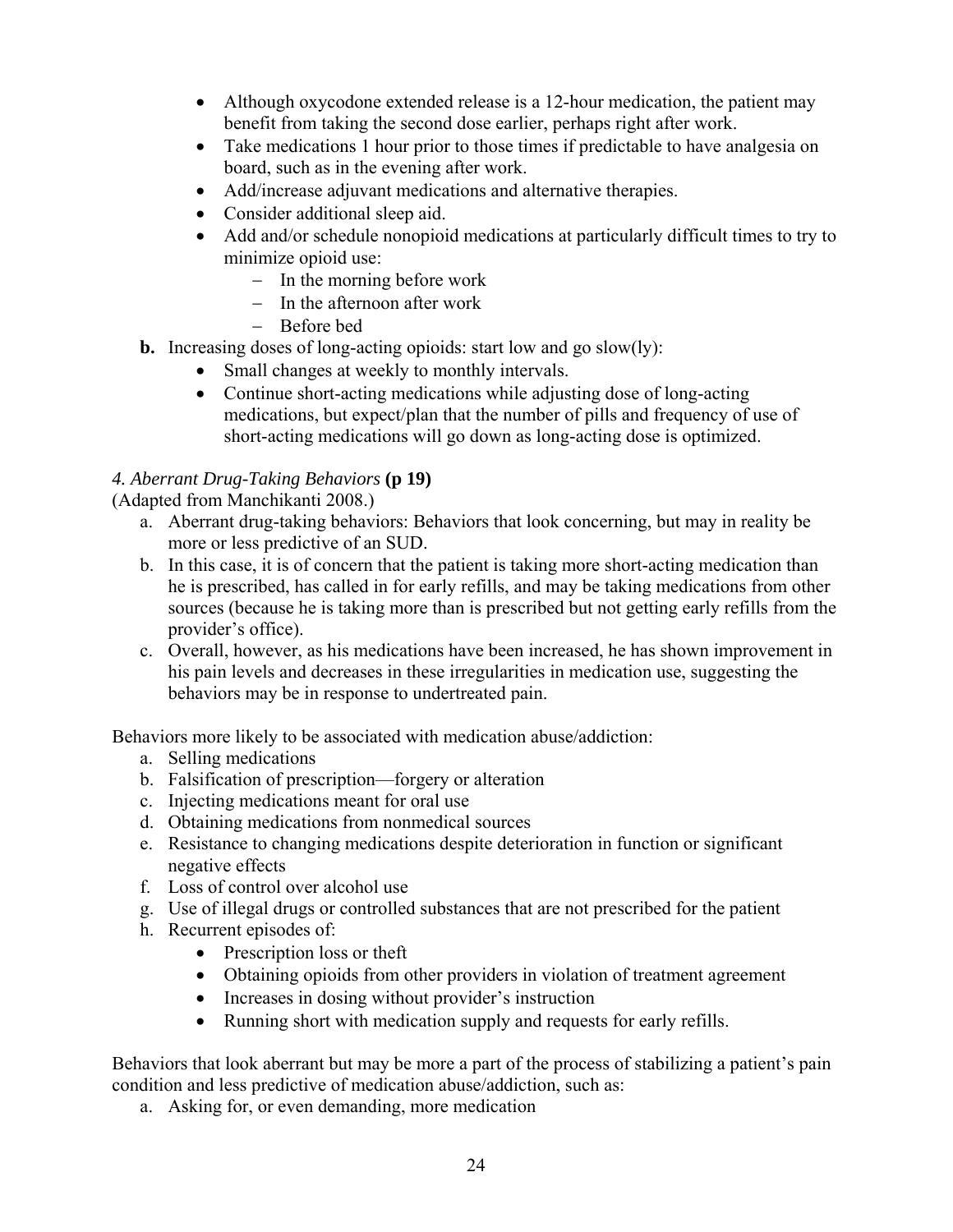- Although oxycodone extended release is a 12-hour medication, the patient may benefit from taking the second dose earlier, perhaps right after work.
- Take medications 1 hour prior to those times if predictable to have analgesia on board, such as in the evening after work.
- Add/increase adjuvant medications and alternative therapies.
- Consider additional sleep aid.
- Add and/or schedule nonopioid medications at particularly difficult times to try to minimize opioid use:
  - In the morning before work
  - In the afternoon after work
  - Before bed

**b.** Increasing doses of long-acting opioids: start low and go slow(ly):

- Small changes at weekly to monthly intervals.
- Continue short-acting medications while adjusting dose of long-acting medications, but expect/plan that the number of pills and frequency of use of short-acting medications will go down as long-acting dose is optimized.

*4. Aberrant Drug-Taking Behaviors* **(p 19)**

(Adapted from Manchikanti 2008.)

a. Aberrant drug-taking behaviors: Behaviors that look concerning, but may in reality be more or less predictive of an SUD.

b. In this case, it is of concern that the patient is taking more short-acting medication than he is prescribed, has called in for early refills, and may be taking medications from other sources (because he is taking more than is prescribed but not getting early refills from the provider's office).

c. Overall, however, as his medications have been increased, he has shown improvement in his pain levels and decreases in these irregularities in medication use, suggesting the behaviors may be in response to undertreated pain.

Behaviors more likely to be associated with medication abuse/addiction:

a. Selling medications
b. Falsification of prescription—forgery or alteration
c. Injecting medications meant for oral use
d. Obtaining medications from nonmedical sources
e. Resistance to changing medications despite deterioration in function or significant negative effects
f. Loss of control over alcohol use
g. Use of illegal drugs or controlled substances that are not prescribed for the patient
h. Recurrent episodes of:
   - Prescription loss or theft
   - Obtaining opioids from other providers in violation of treatment agreement
   - Increases in dosing without provider's instruction
   - Running short with medication supply and requests for early refills.

Behaviors that look aberrant but may be more a part of the process of stabilizing a patient's pain condition and less predictive of medication abuse/addiction, such as:

a. Asking for, or even demanding, more medication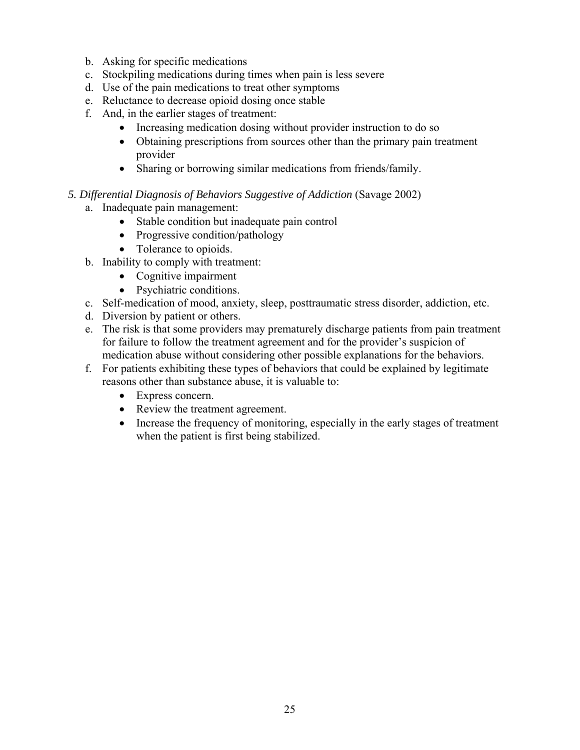b. Asking for specific medications
c. Stockpiling medications during times when pain is less severe
d. Use of the pain medications to treat other symptoms
e. Reluctance to decrease opioid dosing once stable
f. And, in the earlier stages of treatment:
    - Increasing medication dosing without provider instruction to do so
    - Obtaining prescriptions from sources other than the primary pain treatment provider
    - Sharing or borrowing similar medications from friends/family.

*5. Differential Diagnosis of Behaviors Suggestive of Addiction* (Savage 2002)

a. Inadequate pain management:
    - Stable condition but inadequate pain control
    - Progressive condition/pathology
    - Tolerance to opioids.
b. Inability to comply with treatment:
    - Cognitive impairment
    - Psychiatric conditions.
c. Self-medication of mood, anxiety, sleep, posttraumatic stress disorder, addiction, etc.
d. Diversion by patient or others.
e. The risk is that some providers may prematurely discharge patients from pain treatment for failure to follow the treatment agreement and for the provider's suspicion of medication abuse without considering other possible explanations for the behaviors.
f. For patients exhibiting these types of behaviors that could be explained by legitimate reasons other than substance abuse, it is valuable to:
    - Express concern.
    - Review the treatment agreement.
    - Increase the frequency of monitoring, especially in the early stages of treatment when the patient is first being stabilized.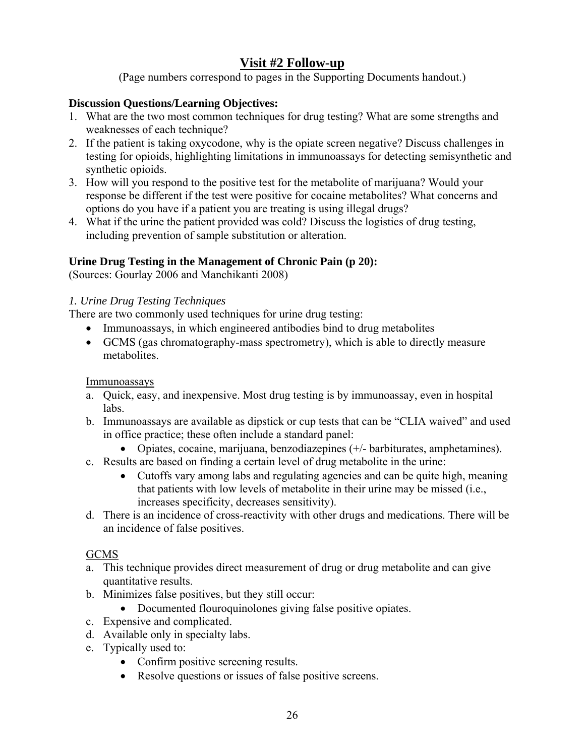# Visit #2 Follow-up

(Page numbers correspond to pages in the Supporting Documents handout.)

**Discussion Questions/Learning Objectives:**

1. What are the two most common techniques for drug testing? What are some strengths and weaknesses of each technique?
2. If the patient is taking oxycodone, why is the opiate screen negative? Discuss challenges in testing for opioids, highlighting limitations in immunoassays for detecting semisynthetic and synthetic opioids.
3. How will you respond to the positive test for the metabolite of marijuana? Would your response be different if the test were positive for cocaine metabolites? What concerns and options do you have if a patient you are treating is using illegal drugs?
4. What if the urine the patient provided was cold? Discuss the logistics of drug testing, including prevention of sample substitution or alteration.

**Urine Drug Testing in the Management of Chronic Pain (p 20):**
(Sources: Gourlay 2006 and Manchikanti 2008)

*1. Urine Drug Testing Techniques*

There are two commonly used techniques for urine drug testing:

- Immunoassays, in which engineered antibodies bind to drug metabolites
- GCMS (gas chromatography-mass spectrometry), which is able to directly measure metabolites.

Immunoassays

a. Quick, easy, and inexpensive. Most drug testing is by immunoassay, even in hospital labs.
b. Immunoassays are available as dipstick or cup tests that can be "CLIA waived" and used in office practice; these often include a standard panel:
   - Opiates, cocaine, marijuana, benzodiazepines (+/- barbiturates, amphetamines).
c. Results are based on finding a certain level of drug metabolite in the urine:
   - Cutoffs vary among labs and regulating agencies and can be quite high, meaning that patients with low levels of metabolite in their urine may be missed (i.e., increases specificity, decreases sensitivity).
d. There is an incidence of cross-reactivity with other drugs and medications. There will be an incidence of false positives.

GCMS

a. This technique provides direct measurement of drug or drug metabolite and can give quantitative results.
b. Minimizes false positives, but they still occur:
   - Documented flouroquinolones giving false positive opiates.
c. Expensive and complicated.
d. Available only in specialty labs.
e. Typically used to:
   - Confirm positive screening results.
   - Resolve questions or issues of false positive screens.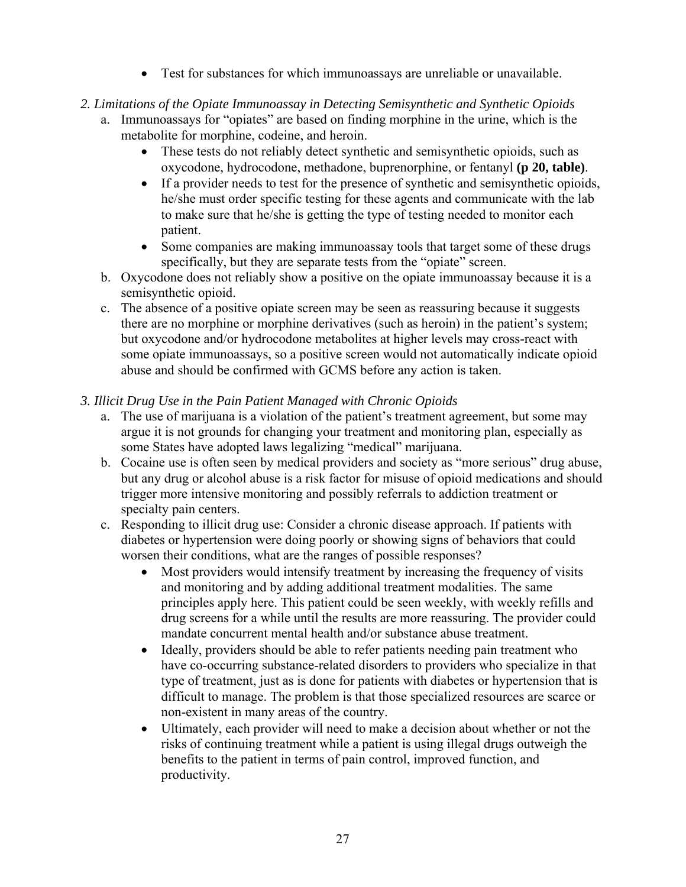- Test for substances for which immunoassays are unreliable or unavailable.

*2. Limitations of the Opiate Immunoassay in Detecting Semisynthetic and Synthetic Opioids*

a. Immunoassays for "opiates" are based on finding morphine in the urine, which is the metabolite for morphine, codeine, and heroin.
   - These tests do not reliably detect synthetic and semisynthetic opioids, such as oxycodone, hydrocodone, methadone, buprenorphine, or fentanyl **(p 20, table)**.
   - If a provider needs to test for the presence of synthetic and semisynthetic opioids, he/she must order specific testing for these agents and communicate with the lab to make sure that he/she is getting the type of testing needed to monitor each patient.
   - Some companies are making immunoassay tools that target some of these drugs specifically, but they are separate tests from the "opiate" screen.

b. Oxycodone does not reliably show a positive on the opiate immunoassay because it is a semisynthetic opioid.

c. The absence of a positive opiate screen may be seen as reassuring because it suggests there are no morphine or morphine derivatives (such as heroin) in the patient's system; but oxycodone and/or hydrocodone metabolites at higher levels may cross-react with some opiate immunoassays, so a positive screen would not automatically indicate opioid abuse and should be confirmed with GCMS before any action is taken.

*3. Illicit Drug Use in the Pain Patient Managed with Chronic Opioids*

a. The use of marijuana is a violation of the patient's treatment agreement, but some may argue it is not grounds for changing your treatment and monitoring plan, especially as some States have adopted laws legalizing "medical" marijuana.

b. Cocaine use is often seen by medical providers and society as "more serious" drug abuse, but any drug or alcohol abuse is a risk factor for misuse of opioid medications and should trigger more intensive monitoring and possibly referrals to addiction treatment or specialty pain centers.

c. Responding to illicit drug use: Consider a chronic disease approach. If patients with diabetes or hypertension were doing poorly or showing signs of behaviors that could worsen their conditions, what are the ranges of possible responses?
   - Most providers would intensify treatment by increasing the frequency of visits and monitoring and by adding additional treatment modalities. The same principles apply here. This patient could be seen weekly, with weekly refills and drug screens for a while until the results are more reassuring. The provider could mandate concurrent mental health and/or substance abuse treatment.
   - Ideally, providers should be able to refer patients needing pain treatment who have co-occurring substance-related disorders to providers who specialize in that type of treatment, just as is done for patients with diabetes or hypertension that is difficult to manage. The problem is that those specialized resources are scarce or non-existent in many areas of the country.
   - Ultimately, each provider will need to make a decision about whether or not the risks of continuing treatment while a patient is using illegal drugs outweigh the benefits to the patient in terms of pain control, improved function, and productivity.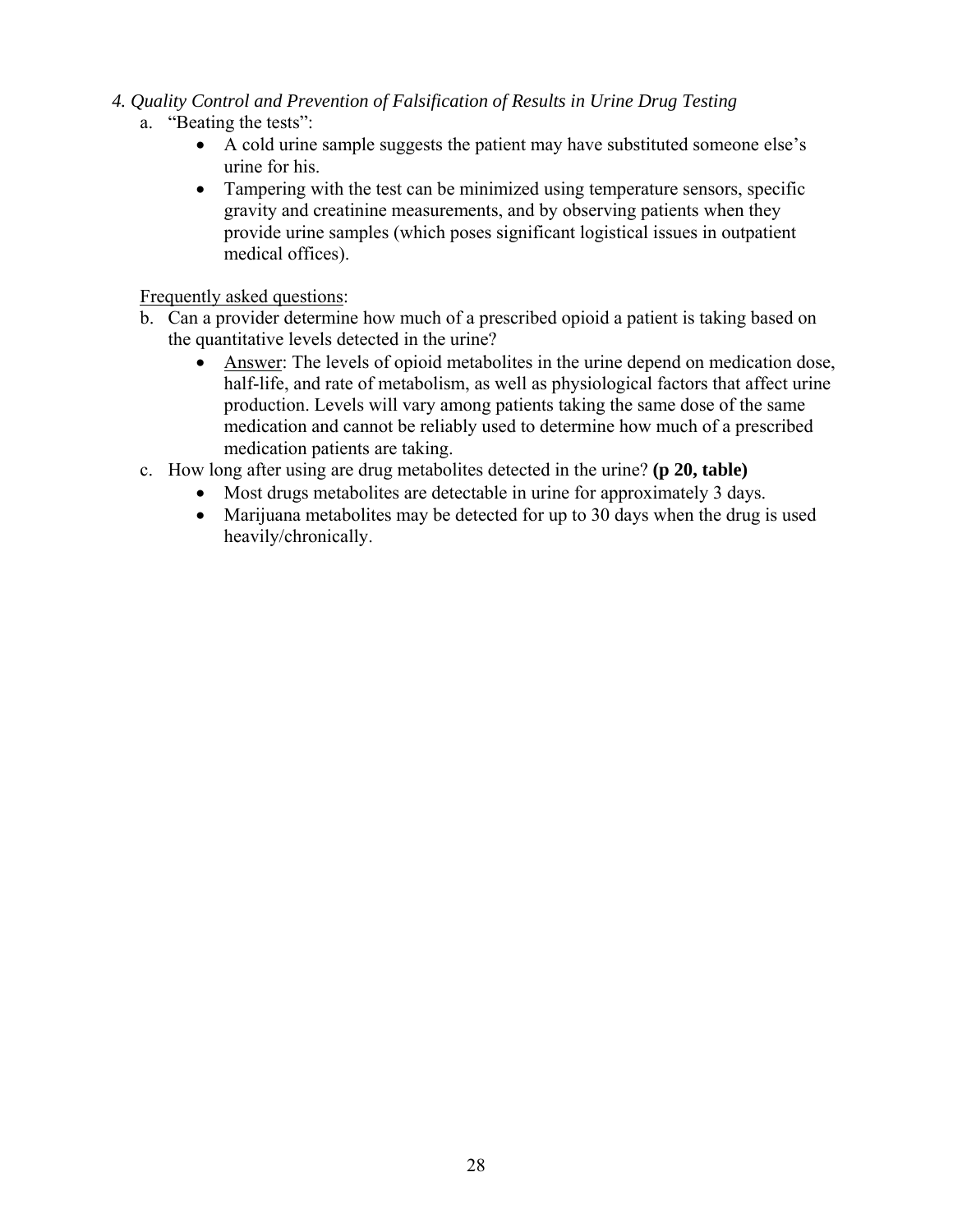*4. Quality Control and Prevention of Falsification of Results in Urine Drug Testing*

a. "Beating the tests":
   - A cold urine sample suggests the patient may have substituted someone else's urine for his.
   - Tampering with the test can be minimized using temperature sensors, specific gravity and creatinine measurements, and by observing patients when they provide urine samples (which poses significant logistical issues in outpatient medical offices).

<u>Frequently asked questions</u>:

b. Can a provider determine how much of a prescribed opioid a patient is taking based on the quantitative levels detected in the urine?
   - <u>Answer</u>: The levels of opioid metabolites in the urine depend on medication dose, half-life, and rate of metabolism, as well as physiological factors that affect urine production. Levels will vary among patients taking the same dose of the same medication and cannot be reliably used to determine how much of a prescribed medication patients are taking.

c. How long after using are drug metabolites detected in the urine? **(p 20, table)**
   - Most drugs metabolites are detectable in urine for approximately 3 days.
   - Marijuana metabolites may be detected for up to 30 days when the drug is used heavily/chronically.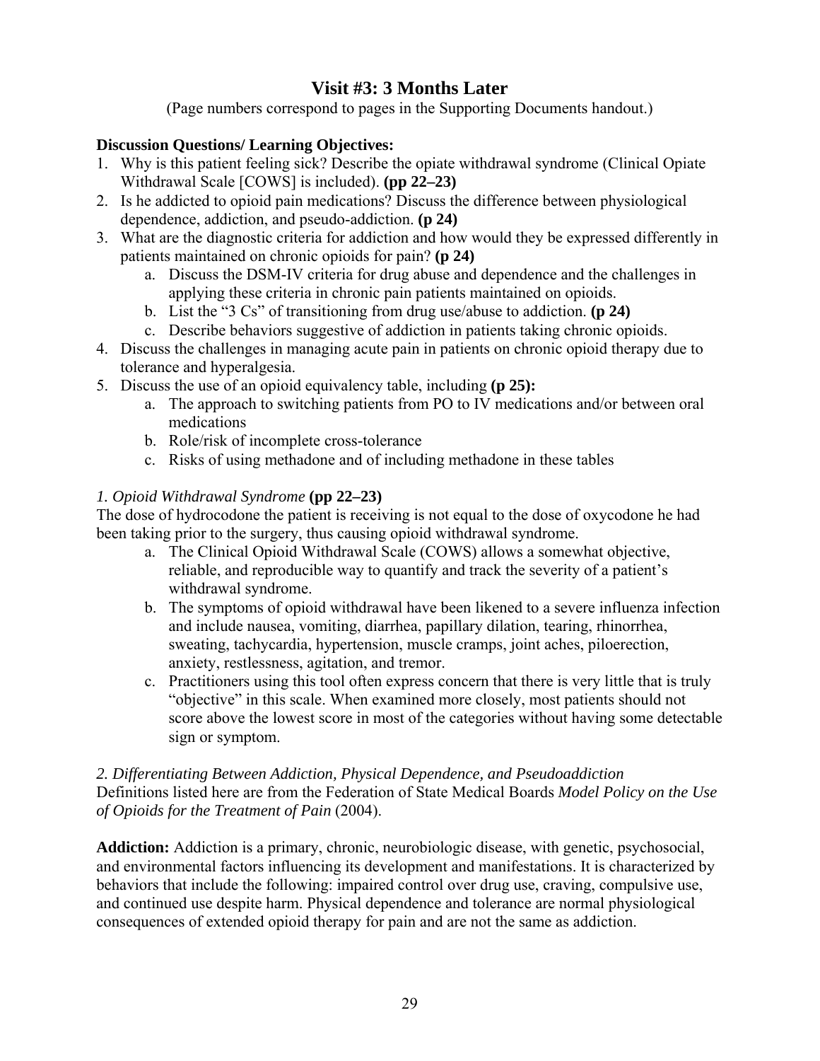## Visit #3: 3 Months Later

(Page numbers correspond to pages in the Supporting Documents handout.)

**Discussion Questions/ Learning Objectives:**

1. Why is this patient feeling sick? Describe the opiate withdrawal syndrome (Clinical Opiate Withdrawal Scale [COWS] is included). **(pp 22–23)**
2. Is he addicted to opioid pain medications? Discuss the difference between physiological dependence, addiction, and pseudo-addiction. **(p 24)**
3. What are the diagnostic criteria for addiction and how would they be expressed differently in patients maintained on chronic opioids for pain? **(p 24)**
    a. Discuss the DSM-IV criteria for drug abuse and dependence and the challenges in applying these criteria in chronic pain patients maintained on opioids.
    b. List the "3 Cs" of transitioning from drug use/abuse to addiction. **(p 24)**
    c. Describe behaviors suggestive of addiction in patients taking chronic opioids.
4. Discuss the challenges in managing acute pain in patients on chronic opioid therapy due to tolerance and hyperalgesia.
5. Discuss the use of an opioid equivalency table, including **(p 25):**
    a. The approach to switching patients from PO to IV medications and/or between oral medications
    b. Role/risk of incomplete cross-tolerance
    c. Risks of using methadone and of including methadone in these tables

*1. Opioid Withdrawal Syndrome* **(pp 22–23)**

The dose of hydrocodone the patient is receiving is not equal to the dose of oxycodone he had been taking prior to the surgery, thus causing opioid withdrawal syndrome.

a. The Clinical Opioid Withdrawal Scale (COWS) allows a somewhat objective, reliable, and reproducible way to quantify and track the severity of a patient's withdrawal syndrome.
b. The symptoms of opioid withdrawal have been likened to a severe influenza infection and include nausea, vomiting, diarrhea, papillary dilation, tearing, rhinorrhea, sweating, tachycardia, hypertension, muscle cramps, joint aches, piloerection, anxiety, restlessness, agitation, and tremor.
c. Practitioners using this tool often express concern that there is very little that is truly "objective" in this scale. When examined more closely, most patients should not score above the lowest score in most of the categories without having some detectable sign or symptom.

*2. Differentiating Between Addiction, Physical Dependence, and Pseudoaddiction*

Definitions listed here are from the Federation of State Medical Boards *Model Policy on the Use of Opioids for the Treatment of Pain* (2004).

**Addiction:** Addiction is a primary, chronic, neurobiologic disease, with genetic, psychosocial, and environmental factors influencing its development and manifestations. It is characterized by behaviors that include the following: impaired control over drug use, craving, compulsive use, and continued use despite harm. Physical dependence and tolerance are normal physiological consequences of extended opioid therapy for pain and are not the same as addiction.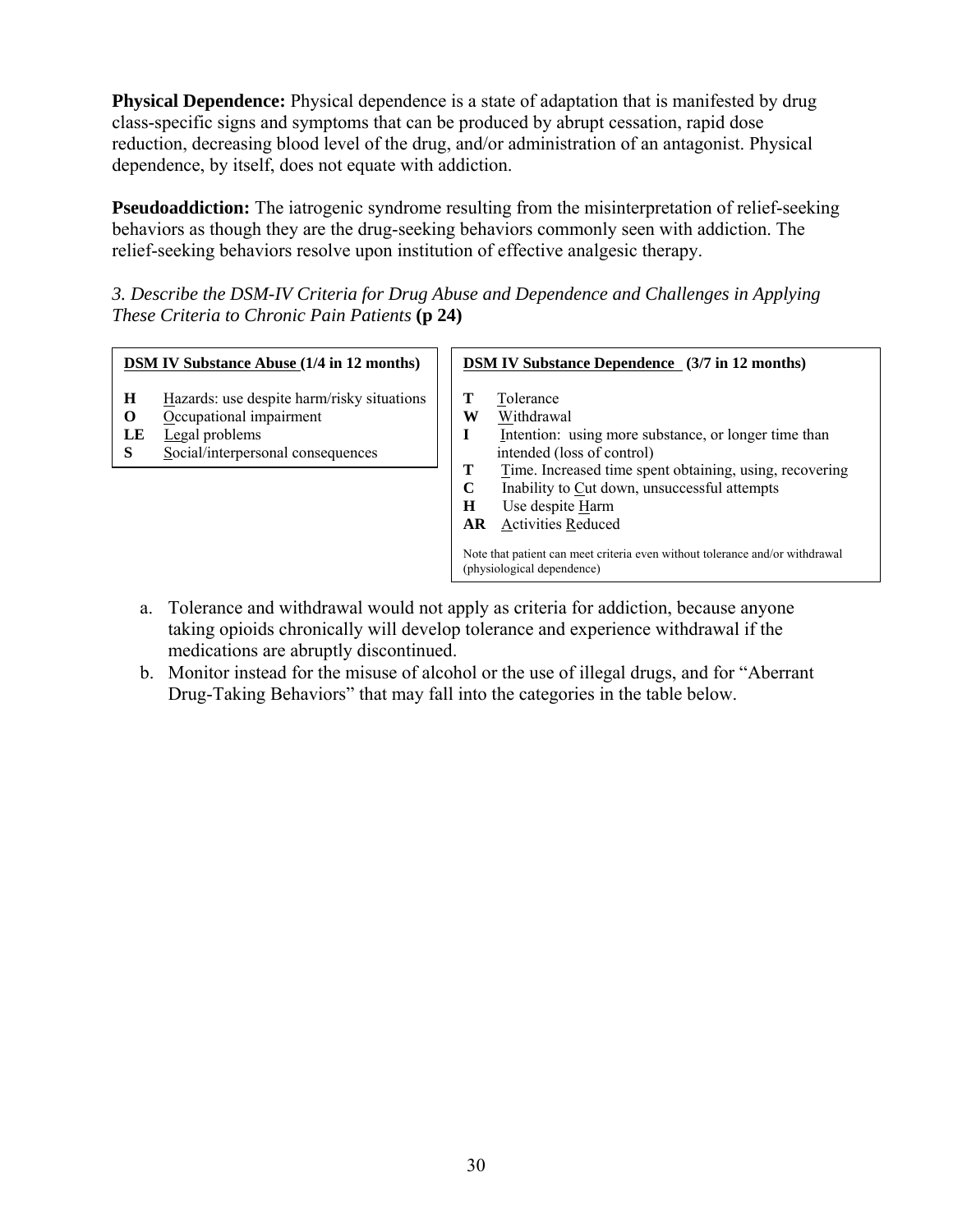**Physical Dependence:** Physical dependence is a state of adaptation that is manifested by drug class-specific signs and symptoms that can be produced by abrupt cessation, rapid dose reduction, decreasing blood level of the drug, and/or administration of an antagonist. Physical dependence, by itself, does not equate with addiction.

**Pseudoaddiction:** The iatrogenic syndrome resulting from the misinterpretation of relief-seeking behaviors as though they are the drug-seeking behaviors commonly seen with addiction. The relief-seeking behaviors resolve upon institution of effective analgesic therapy.

*3. Describe the DSM-IV Criteria for Drug Abuse and Dependence and Challenges in Applying These Criteria to Chronic Pain Patients* **(p 24)**

| **DSM IV Substance Abuse (1/4 in 12 months)** | |
|---|---|
| **H** | Hazards: use despite harm/risky situations |
| **O** | Occupational impairment |
| **LE** | Legal problems |
| **S** | Social/interpersonal consequences |

| **DSM IV Substance Dependence (3/7 in 12 months)** | |
|---|---|
| **T** | Tolerance |
| **W** | Withdrawal |
| **I** | Intention: using more substance, or longer time than intended (loss of control) |
| **T** | Time. Increased time spent obtaining, using, recovering |
| **C** | Inability to Cut down, unsuccessful attempts |
| **H** | Use despite Harm |
| **AR** | Activities Reduced |

Note that patient can meet criteria even without tolerance and/or withdrawal (physiological dependence)

a. Tolerance and withdrawal would not apply as criteria for addiction, because anyone taking opioids chronically will develop tolerance and experience withdrawal if the medications are abruptly discontinued.
b. Monitor instead for the misuse of alcohol or the use of illegal drugs, and for "Aberrant Drug-Taking Behaviors" that may fall into the categories in the table below.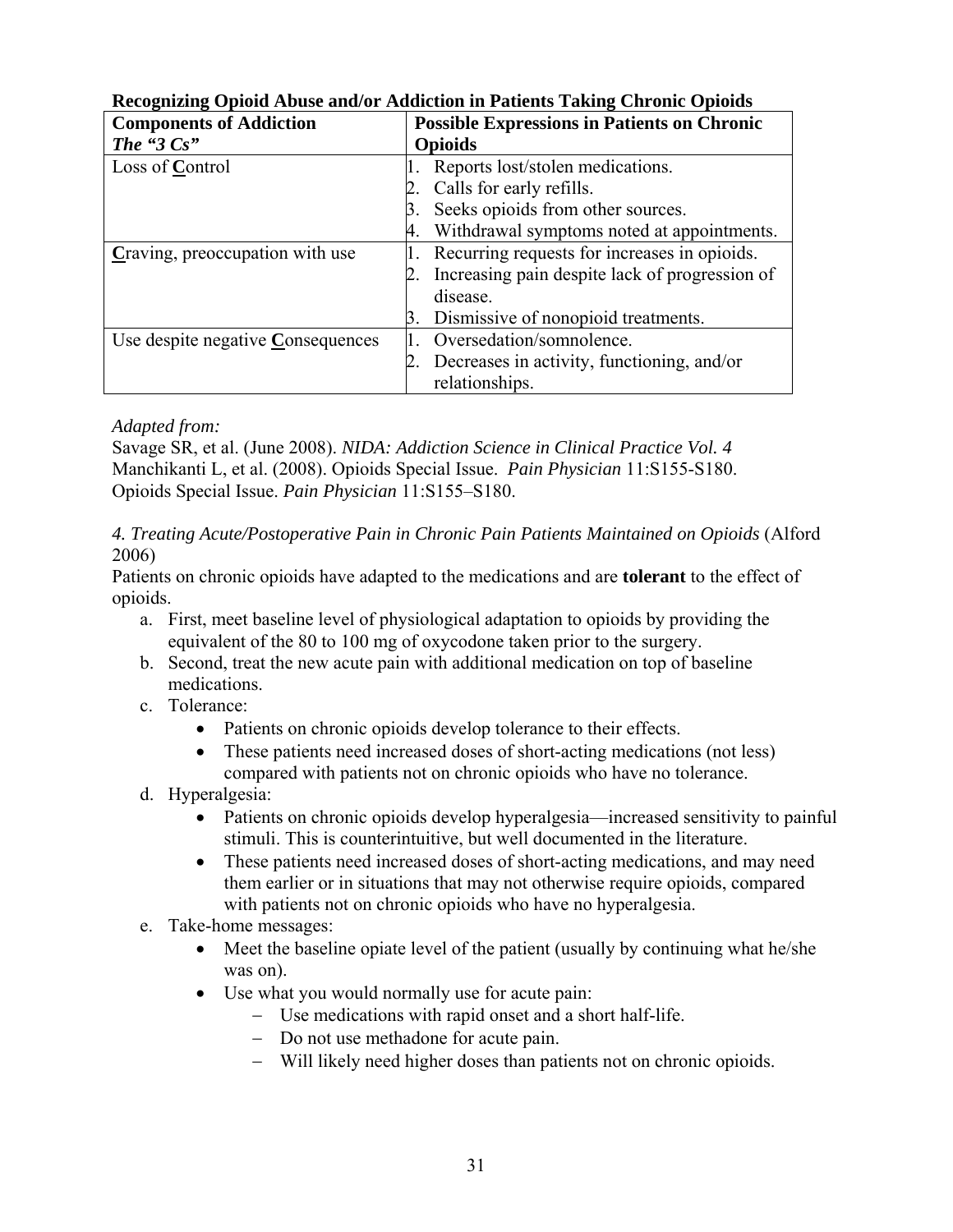**Recognizing Opioid Abuse and/or Addiction in Patients Taking Chronic Opioids**

| **Components of Addiction** *The "3 Cs"* | **Possible Expressions in Patients on Chronic Opioids** |
|---|---|
| Loss of **C**ontrol | 1. Reports lost/stolen medications.<br>2. Calls for early refills.<br>3. Seeks opioids from other sources.<br>4. Withdrawal symptoms noted at appointments. |
| **C**raving, preoccupation with use | 1. Recurring requests for increases in opioids.<br>2. Increasing pain despite lack of progression of disease.<br>3. Dismissive of nonopioid treatments. |
| Use despite negative **C**onsequences | 1. Oversedation/somnolence.<br>2. Decreases in activity, functioning, and/or relationships. |

*Adapted from:*
Savage SR, et al. (June 2008). *NIDA: Addiction Science in Clinical Practice Vol. 4*
Manchikanti L, et al. (2008). Opioids Special Issue. *Pain Physician* 11:S155-S180.
Opioids Special Issue. *Pain Physician* 11:S155–S180.

*4. Treating Acute/Postoperative Pain in Chronic Pain Patients Maintained on Opioids* (Alford 2006)

Patients on chronic opioids have adapted to the medications and are **tolerant** to the effect of opioids.

a. First, meet baseline level of physiological adaptation to opioids by providing the equivalent of the 80 to 100 mg of oxycodone taken prior to the surgery.
b. Second, treat the new acute pain with additional medication on top of baseline medications.
c. Tolerance:
    - Patients on chronic opioids develop tolerance to their effects.
    - These patients need increased doses of short-acting medications (not less) compared with patients not on chronic opioids who have no tolerance.
d. Hyperalgesia:
    - Patients on chronic opioids develop hyperalgesia—increased sensitivity to painful stimuli. This is counterintuitive, but well documented in the literature.
    - These patients need increased doses of short-acting medications, and may need them earlier or in situations that may not otherwise require opioids, compared with patients not on chronic opioids who have no hyperalgesia.
e. Take-home messages:
    - Meet the baseline opiate level of the patient (usually by continuing what he/she was on).
    - Use what you would normally use for acute pain:
        - Use medications with rapid onset and a short half-life.
        - Do not use methadone for acute pain.
        - Will likely need higher doses than patients not on chronic opioids.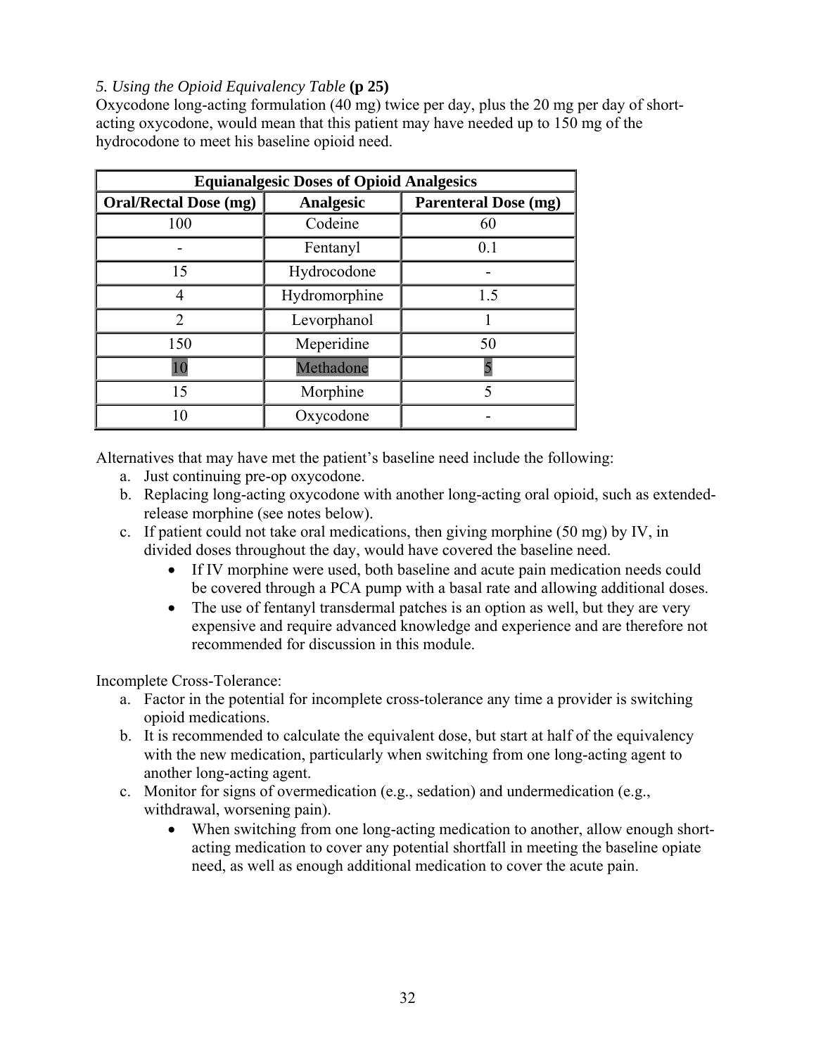*5. Using the Opioid Equivalency Table* **(p 25)**

Oxycodone long-acting formulation (40 mg) twice per day, plus the 20 mg per day of short-acting oxycodone, would mean that this patient may have needed up to 150 mg of the hydrocodone to meet his baseline opioid need.

| **Equianalgesic Doses of Opioid Analgesics** | | |
|---|---|---|
| **Oral/Rectal Dose (mg)** | **Analgesic** | **Parenteral Dose (mg)** |
| 100 | Codeine | 60 |
| - | Fentanyl | 0.1 |
| 15 | Hydrocodone | - |
| 4 | Hydromorphine | 1.5 |
| 2 | Levorphanol | 1 |
| 150 | Meperidine | 50 |
| 10 | Methadone | 5 |
| 15 | Morphine | 5 |
| 10 | Oxycodone | - |

Alternatives that may have met the patient's baseline need include the following:

a. Just continuing pre-op oxycodone.
b. Replacing long-acting oxycodone with another long-acting oral opioid, such as extended-release morphine (see notes below).
c. If patient could not take oral medications, then giving morphine (50 mg) by IV, in divided doses throughout the day, would have covered the baseline need.
    - If IV morphine were used, both baseline and acute pain medication needs could be covered through a PCA pump with a basal rate and allowing additional doses.
    - The use of fentanyl transdermal patches is an option as well, but they are very expensive and require advanced knowledge and experience and are therefore not recommended for discussion in this module.

Incomplete Cross-Tolerance:

a. Factor in the potential for incomplete cross-tolerance any time a provider is switching opioid medications.
b. It is recommended to calculate the equivalent dose, but start at half of the equivalency with the new medication, particularly when switching from one long-acting agent to another long-acting agent.
c. Monitor for signs of overmedication (e.g., sedation) and undermedication (e.g., withdrawal, worsening pain).
    - When switching from one long-acting medication to another, allow enough short-acting medication to cover any potential shortfall in meeting the baseline opiate need, as well as enough additional medication to cover the acute pain.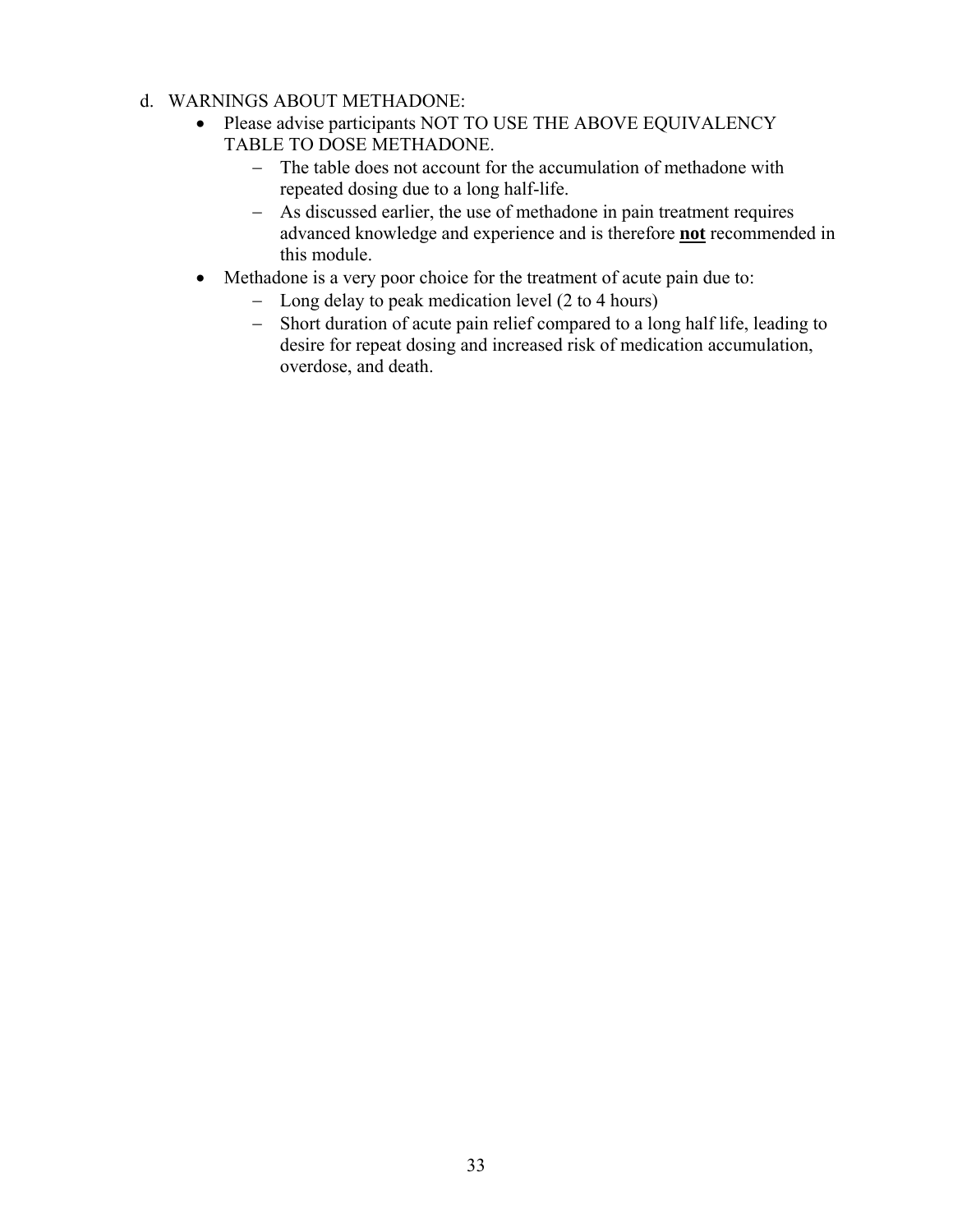d. WARNINGS ABOUT METHADONE:

- Please advise participants NOT TO USE THE ABOVE EQUIVALENCY TABLE TO DOSE METHADONE.
  - The table does not account for the accumulation of methadone with repeated dosing due to a long half-life.
  - As discussed earlier, the use of methadone in pain treatment requires advanced knowledge and experience and is therefore <u>**not**</u> recommended in this module.
- Methadone is a very poor choice for the treatment of acute pain due to:
  - Long delay to peak medication level (2 to 4 hours)
  - Short duration of acute pain relief compared to a long half life, leading to desire for repeat dosing and increased risk of medication accumulation, overdose, and death.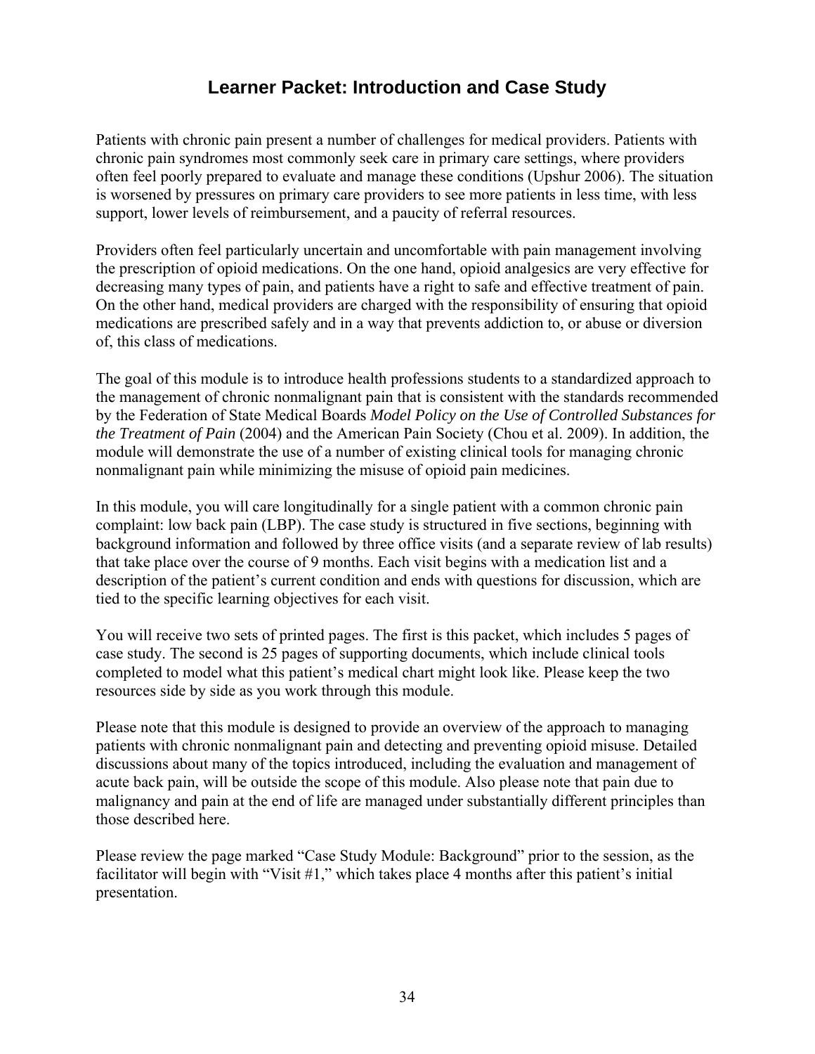# Learner Packet: Introduction and Case Study

Patients with chronic pain present a number of challenges for medical providers. Patients with chronic pain syndromes most commonly seek care in primary care settings, where providers often feel poorly prepared to evaluate and manage these conditions (Upshur 2006). The situation is worsened by pressures on primary care providers to see more patients in less time, with less support, lower levels of reimbursement, and a paucity of referral resources.

Providers often feel particularly uncertain and uncomfortable with pain management involving the prescription of opioid medications. On the one hand, opioid analgesics are very effective for decreasing many types of pain, and patients have a right to safe and effective treatment of pain. On the other hand, medical providers are charged with the responsibility of ensuring that opioid medications are prescribed safely and in a way that prevents addiction to, or abuse or diversion of, this class of medications.

The goal of this module is to introduce health professions students to a standardized approach to the management of chronic nonmalignant pain that is consistent with the standards recommended by the Federation of State Medical Boards *Model Policy on the Use of Controlled Substances for the Treatment of Pain* (2004) and the American Pain Society (Chou et al. 2009). In addition, the module will demonstrate the use of a number of existing clinical tools for managing chronic nonmalignant pain while minimizing the misuse of opioid pain medicines.

In this module, you will care longitudinally for a single patient with a common chronic pain complaint: low back pain (LBP). The case study is structured in five sections, beginning with background information and followed by three office visits (and a separate review of lab results) that take place over the course of 9 months. Each visit begins with a medication list and a description of the patient's current condition and ends with questions for discussion, which are tied to the specific learning objectives for each visit.

You will receive two sets of printed pages. The first is this packet, which includes 5 pages of case study. The second is 25 pages of supporting documents, which include clinical tools completed to model what this patient's medical chart might look like. Please keep the two resources side by side as you work through this module.

Please note that this module is designed to provide an overview of the approach to managing patients with chronic nonmalignant pain and detecting and preventing opioid misuse. Detailed discussions about many of the topics introduced, including the evaluation and management of acute back pain, will be outside the scope of this module. Also please note that pain due to malignancy and pain at the end of life are managed under substantially different principles than those described here.

Please review the page marked "Case Study Module: Background" prior to the session, as the facilitator will begin with "Visit #1," which takes place 4 months after this patient's initial presentation.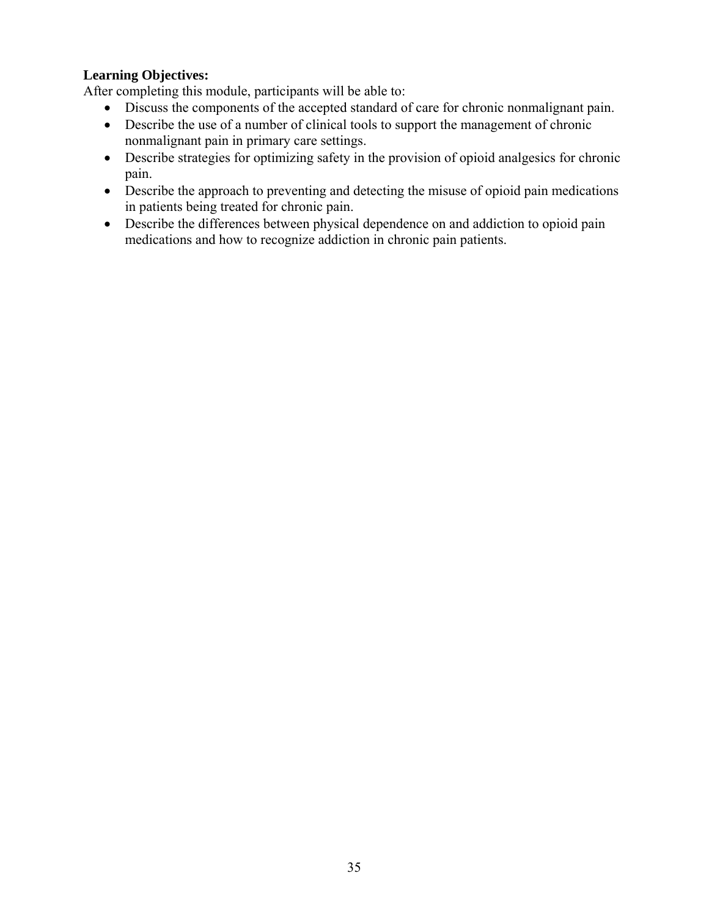**Learning Objectives:**

After completing this module, participants will be able to:

- Discuss the components of the accepted standard of care for chronic nonmalignant pain.
- Describe the use of a number of clinical tools to support the management of chronic nonmalignant pain in primary care settings.
- Describe strategies for optimizing safety in the provision of opioid analgesics for chronic pain.
- Describe the approach to preventing and detecting the misuse of opioid pain medications in patients being treated for chronic pain.
- Describe the differences between physical dependence on and addiction to opioid pain medications and how to recognize addiction in chronic pain patients.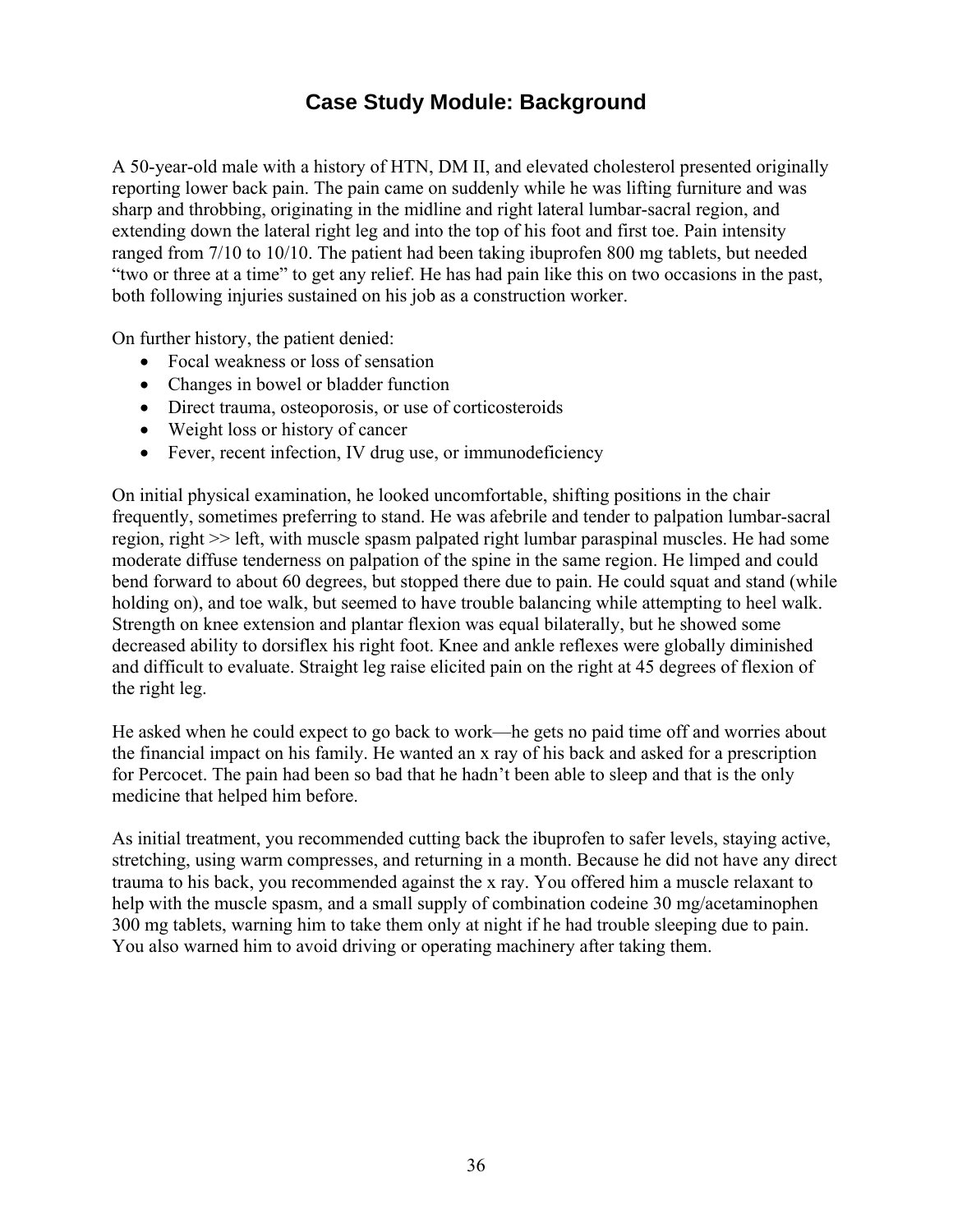## Case Study Module: Background

A 50-year-old male with a history of HTN, DM II, and elevated cholesterol presented originally reporting lower back pain. The pain came on suddenly while he was lifting furniture and was sharp and throbbing, originating in the midline and right lateral lumbar-sacral region, and extending down the lateral right leg and into the top of his foot and first toe. Pain intensity ranged from 7/10 to 10/10. The patient had been taking ibuprofen 800 mg tablets, but needed "two or three at a time" to get any relief. He has had pain like this on two occasions in the past, both following injuries sustained on his job as a construction worker.

On further history, the patient denied:

- Focal weakness or loss of sensation
- Changes in bowel or bladder function
- Direct trauma, osteoporosis, or use of corticosteroids
- Weight loss or history of cancer
- Fever, recent infection, IV drug use, or immunodeficiency

On initial physical examination, he looked uncomfortable, shifting positions in the chair frequently, sometimes preferring to stand. He was afebrile and tender to palpation lumbar-sacral region, right >> left, with muscle spasm palpated right lumbar paraspinal muscles. He had some moderate diffuse tenderness on palpation of the spine in the same region. He limped and could bend forward to about 60 degrees, but stopped there due to pain. He could squat and stand (while holding on), and toe walk, but seemed to have trouble balancing while attempting to heel walk. Strength on knee extension and plantar flexion was equal bilaterally, but he showed some decreased ability to dorsiflex his right foot. Knee and ankle reflexes were globally diminished and difficult to evaluate. Straight leg raise elicited pain on the right at 45 degrees of flexion of the right leg.

He asked when he could expect to go back to work—he gets no paid time off and worries about the financial impact on his family. He wanted an x ray of his back and asked for a prescription for Percocet. The pain had been so bad that he hadn't been able to sleep and that is the only medicine that helped him before.

As initial treatment, you recommended cutting back the ibuprofen to safer levels, staying active, stretching, using warm compresses, and returning in a month. Because he did not have any direct trauma to his back, you recommended against the x ray. You offered him a muscle relaxant to help with the muscle spasm, and a small supply of combination codeine 30 mg/acetaminophen 300 mg tablets, warning him to take them only at night if he had trouble sleeping due to pain. You also warned him to avoid driving or operating machinery after taking them.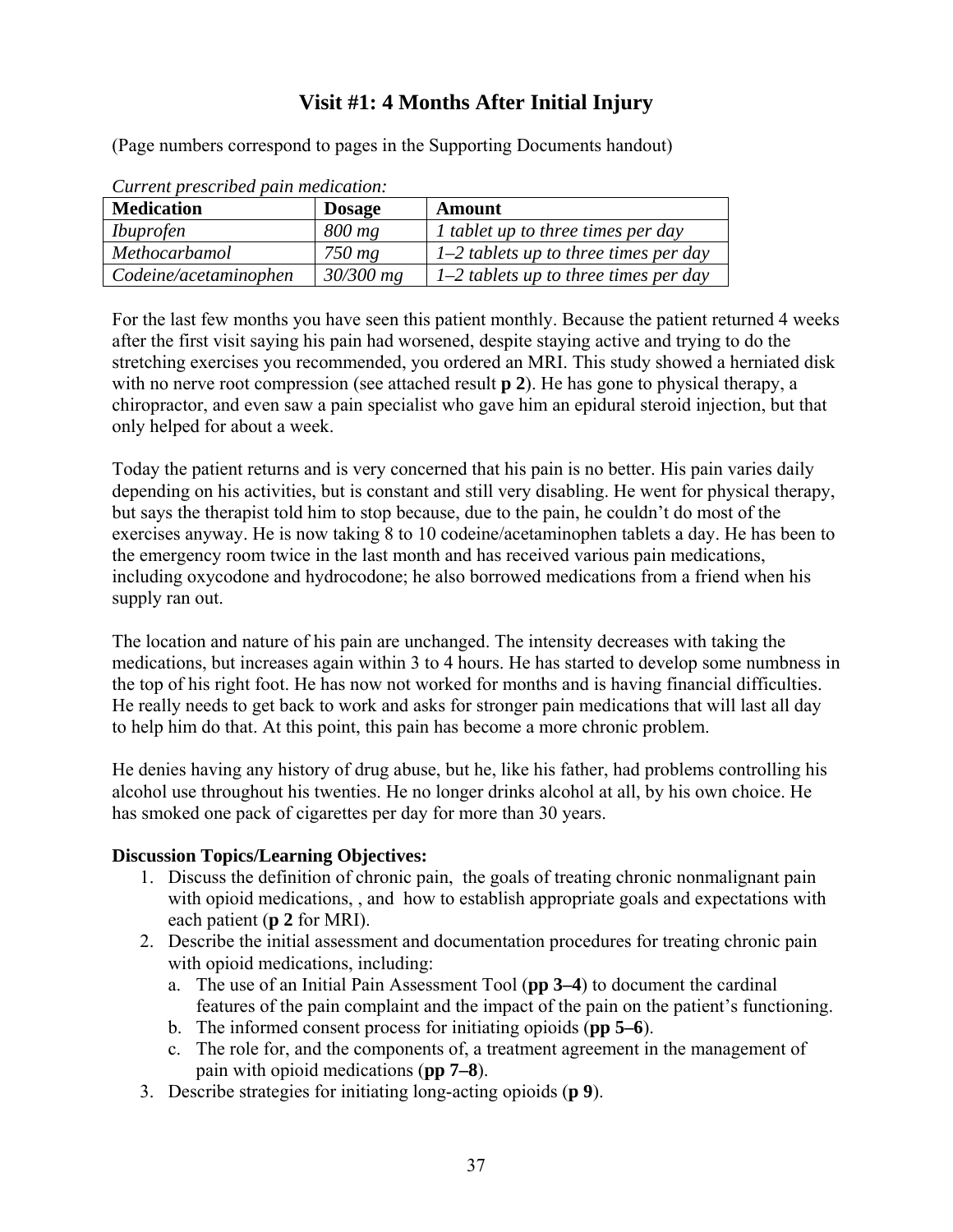# Visit #1: 4 Months After Initial Injury

(Page numbers correspond to pages in the Supporting Documents handout)

*Current prescribed pain medication:*

| Medication | Dosage | Amount |
|---|---|---|
| *Ibuprofen* | *800 mg* | *1 tablet up to three times per day* |
| *Methocarbamol* | *750 mg* | *1–2 tablets up to three times per day* |
| *Codeine/acetaminophen* | *30/300 mg* | *1–2 tablets up to three times per day* |

For the last few months you have seen this patient monthly. Because the patient returned 4 weeks after the first visit saying his pain had worsened, despite staying active and trying to do the stretching exercises you recommended, you ordered an MRI. This study showed a herniated disk with no nerve root compression (see attached result **p 2**). He has gone to physical therapy, a chiropractor, and even saw a pain specialist who gave him an epidural steroid injection, but that only helped for about a week.

Today the patient returns and is very concerned that his pain is no better. His pain varies daily depending on his activities, but is constant and still very disabling. He went for physical therapy, but says the therapist told him to stop because, due to the pain, he couldn't do most of the exercises anyway. He is now taking 8 to 10 codeine/acetaminophen tablets a day. He has been to the emergency room twice in the last month and has received various pain medications, including oxycodone and hydrocodone; he also borrowed medications from a friend when his supply ran out.

The location and nature of his pain are unchanged. The intensity decreases with taking the medications, but increases again within 3 to 4 hours. He has started to develop some numbness in the top of his right foot. He has now not worked for months and is having financial difficulties. He really needs to get back to work and asks for stronger pain medications that will last all day to help him do that. At this point, this pain has become a more chronic problem.

He denies having any history of drug abuse, but he, like his father, had problems controlling his alcohol use throughout his twenties. He no longer drinks alcohol at all, by his own choice. He has smoked one pack of cigarettes per day for more than 30 years.

**Discussion Topics/Learning Objectives:**

1. Discuss the definition of chronic pain, the goals of treating chronic nonmalignant pain with opioid medications, , and how to establish appropriate goals and expectations with each patient (**p 2** for MRI).
2. Describe the initial assessment and documentation procedures for treating chronic pain with opioid medications, including:
   a. The use of an Initial Pain Assessment Tool (**pp 3–4**) to document the cardinal features of the pain complaint and the impact of the pain on the patient's functioning.
   b. The informed consent process for initiating opioids (**pp 5–6**).
   c. The role for, and the components of, a treatment agreement in the management of pain with opioid medications (**pp 7–8**).
3. Describe strategies for initiating long-acting opioids (**p 9**).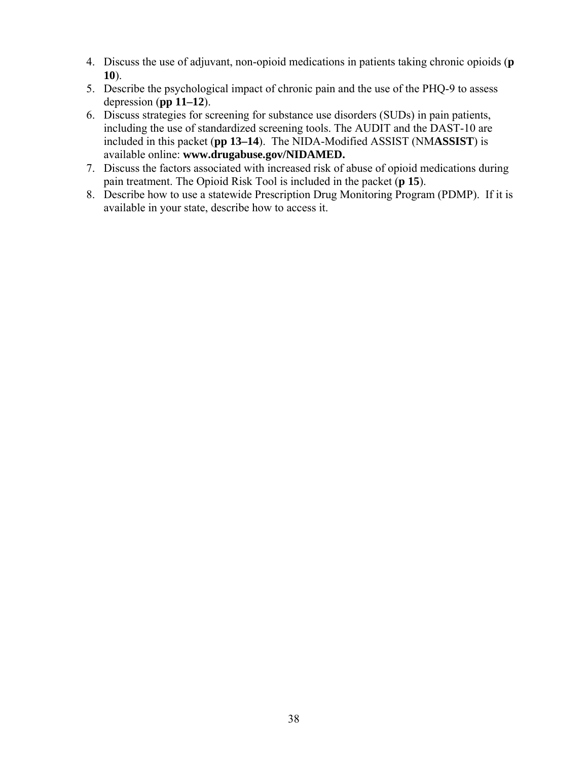4. Discuss the use of adjuvant, non-opioid medications in patients taking chronic opioids (**p 10**).
5. Describe the psychological impact of chronic pain and the use of the PHQ-9 to assess depression (**pp 11–12**).
6. Discuss strategies for screening for substance use disorders (SUDs) in pain patients, including the use of standardized screening tools. The AUDIT and the DAST-10 are included in this packet (**pp 13–14**). The NIDA-Modified ASSIST (NM**ASSIST**) is available online: **www.drugabuse.gov/NIDAMED.**
7. Discuss the factors associated with increased risk of abuse of opioid medications during pain treatment. The Opioid Risk Tool is included in the packet (**p 15**).
8. Describe how to use a statewide Prescription Drug Monitoring Program (PDMP). If it is available in your state, describe how to access it.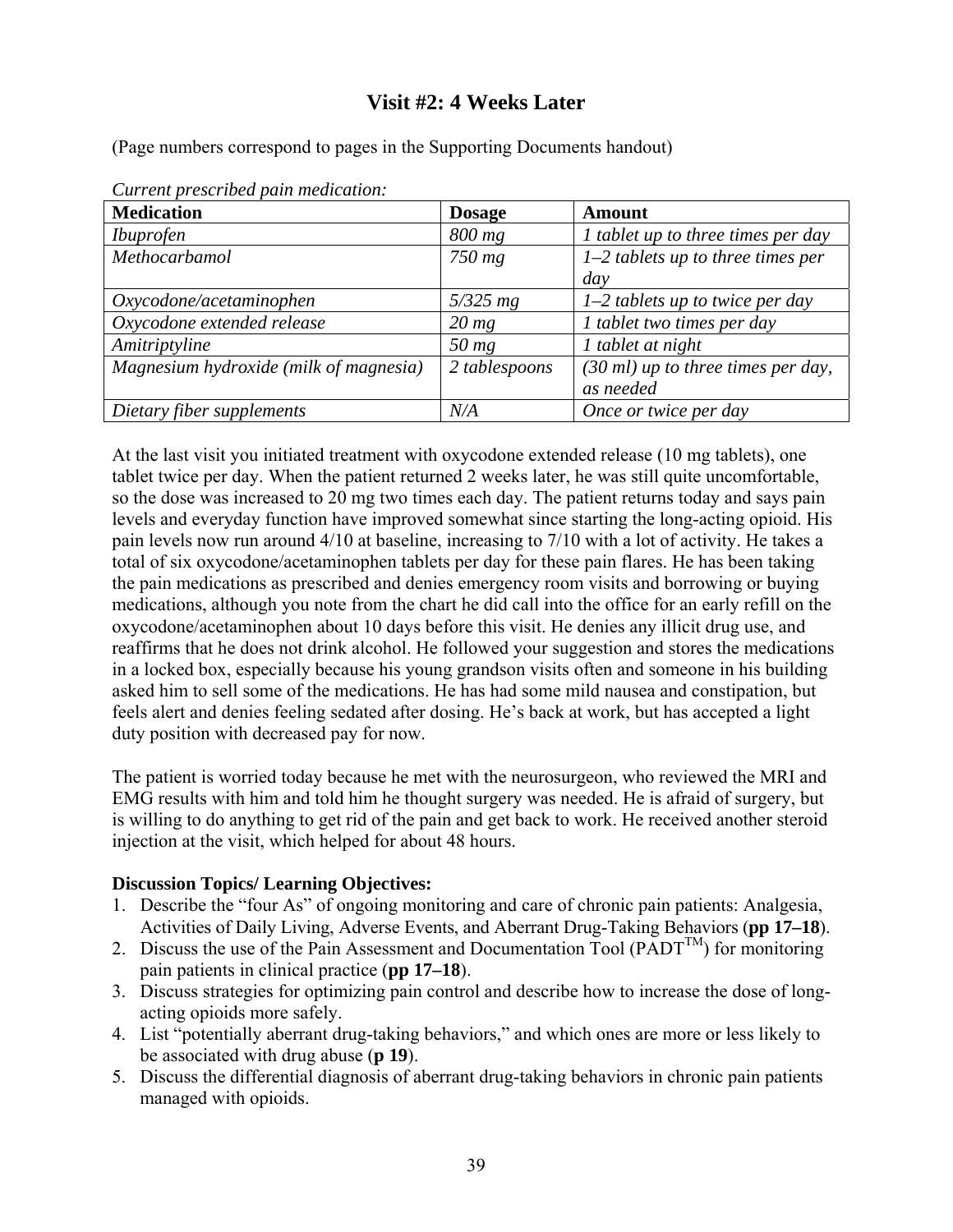## Visit #2: 4 Weeks Later

(Page numbers correspond to pages in the Supporting Documents handout)

*Current prescribed pain medication:*

| Medication | Dosage | Amount |
|---|---|---|
| *Ibuprofen* | *800 mg* | *1 tablet up to three times per day* |
| *Methocarbamol* | *750 mg* | *1–2 tablets up to three times per day* |
| *Oxycodone/acetaminophen* | *5/325 mg* | *1–2 tablets up to twice per day* |
| *Oxycodone extended release* | *20 mg* | *1 tablet two times per day* |
| *Amitriptyline* | *50 mg* | *1 tablet at night* |
| *Magnesium hydroxide (milk of magnesia)* | *2 tablespoons* | *(30 ml) up to three times per day, as needed* |
| *Dietary fiber supplements* | *N/A* | *Once or twice per day* |

At the last visit you initiated treatment with oxycodone extended release (10 mg tablets), one tablet twice per day. When the patient returned 2 weeks later, he was still quite uncomfortable, so the dose was increased to 20 mg two times each day. The patient returns today and says pain levels and everyday function have improved somewhat since starting the long-acting opioid. His pain levels now run around 4/10 at baseline, increasing to 7/10 with a lot of activity. He takes a total of six oxycodone/acetaminophen tablets per day for these pain flares. He has been taking the pain medications as prescribed and denies emergency room visits and borrowing or buying medications, although you note from the chart he did call into the office for an early refill on the oxycodone/acetaminophen about 10 days before this visit. He denies any illicit drug use, and reaffirms that he does not drink alcohol. He followed your suggestion and stores the medications in a locked box, especially because his young grandson visits often and someone in his building asked him to sell some of the medications. He has had some mild nausea and constipation, but feels alert and denies feeling sedated after dosing. He's back at work, but has accepted a light duty position with decreased pay for now.

The patient is worried today because he met with the neurosurgeon, who reviewed the MRI and EMG results with him and told him he thought surgery was needed. He is afraid of surgery, but is willing to do anything to get rid of the pain and get back to work. He received another steroid injection at the visit, which helped for about 48 hours.

**Discussion Topics/ Learning Objectives:**

1. Describe the "four As" of ongoing monitoring and care of chronic pain patients: Analgesia, Activities of Daily Living, Adverse Events, and Aberrant Drug-Taking Behaviors (**pp 17–18**).
2. Discuss the use of the Pain Assessment and Documentation Tool (PADT™) for monitoring pain patients in clinical practice (**pp 17–18**).
3. Discuss strategies for optimizing pain control and describe how to increase the dose of long-acting opioids more safely.
4. List "potentially aberrant drug-taking behaviors," and which ones are more or less likely to be associated with drug abuse (**p 19**).
5. Discuss the differential diagnosis of aberrant drug-taking behaviors in chronic pain patients managed with opioids.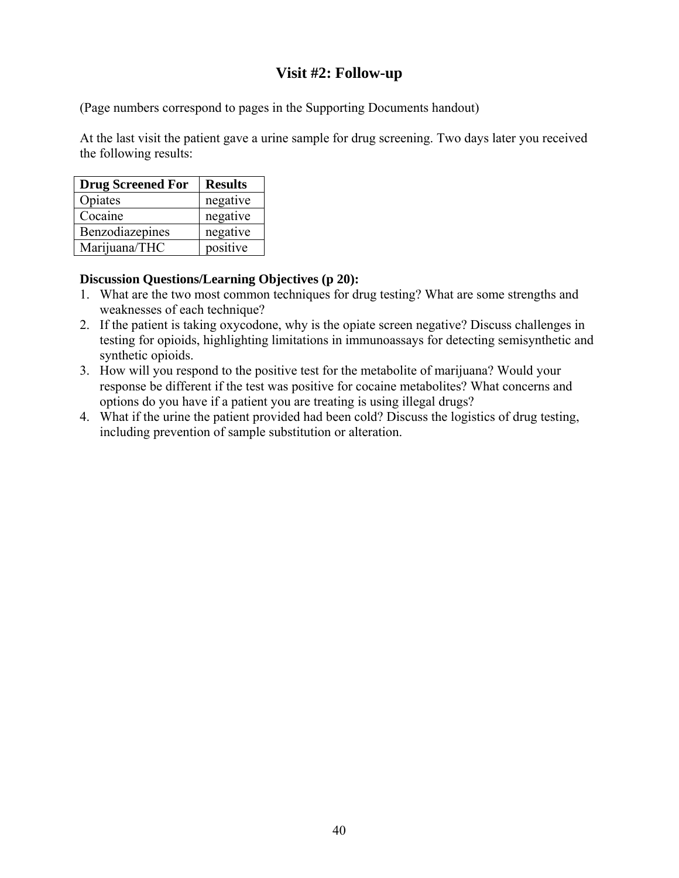## Visit #2: Follow-up

(Page numbers correspond to pages in the Supporting Documents handout)

At the last visit the patient gave a urine sample for drug screening. Two days later you received the following results:

| Drug Screened For | Results |
|---|---|
| Opiates | negative |
| Cocaine | negative |
| Benzodiazepines | negative |
| Marijuana/THC | positive |

**Discussion Questions/Learning Objectives (p 20):**

1. What are the two most common techniques for drug testing? What are some strengths and weaknesses of each technique?
2. If the patient is taking oxycodone, why is the opiate screen negative? Discuss challenges in testing for opioids, highlighting limitations in immunoassays for detecting semisynthetic and synthetic opioids.
3. How will you respond to the positive test for the metabolite of marijuana? Would your response be different if the test was positive for cocaine metabolites? What concerns and options do you have if a patient you are treating is using illegal drugs?
4. What if the urine the patient provided had been cold? Discuss the logistics of drug testing, including prevention of sample substitution or alteration.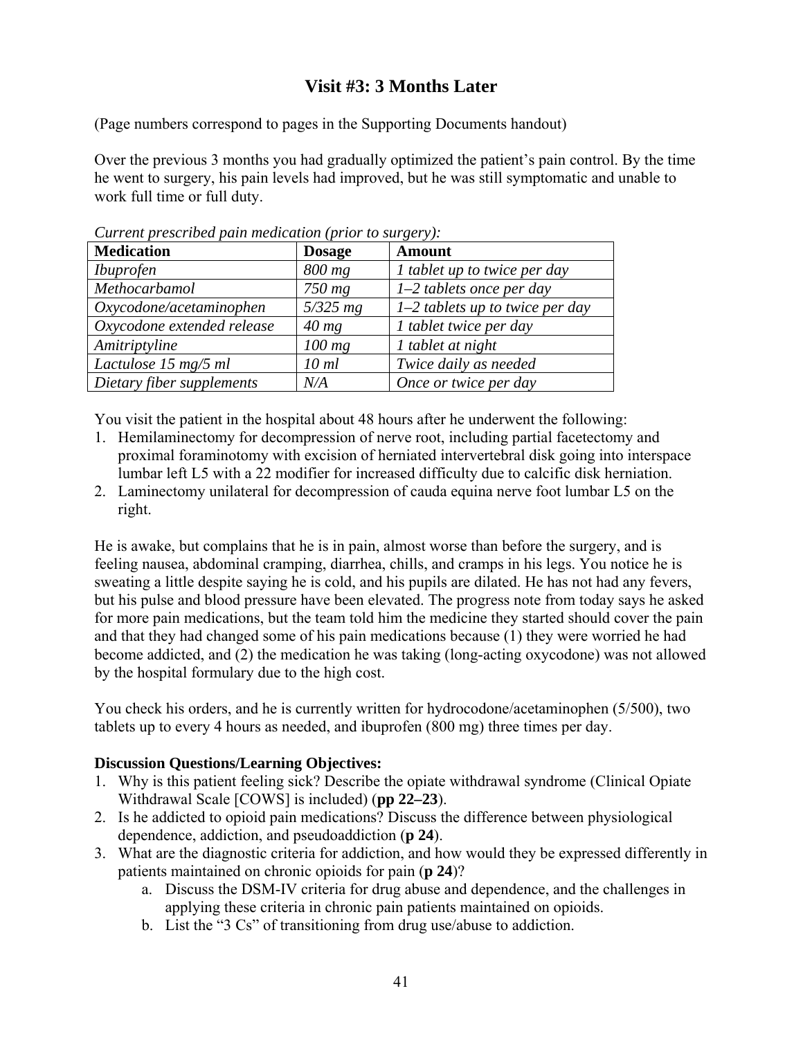## Visit #3: 3 Months Later

(Page numbers correspond to pages in the Supporting Documents handout)

Over the previous 3 months you had gradually optimized the patient's pain control. By the time he went to surgery, his pain levels had improved, but he was still symptomatic and unable to work full time or full duty.

*Current prescribed pain medication (prior to surgery):*

| Medication | Dosage | Amount |
|---|---|---|
| *Ibuprofen* | *800 mg* | *1 tablet up to twice per day* |
| *Methocarbamol* | *750 mg* | *1–2 tablets once per day* |
| *Oxycodone/acetaminophen* | *5/325 mg* | *1–2 tablets up to twice per day* |
| *Oxycodone extended release* | *40 mg* | *1 tablet twice per day* |
| *Amitriptyline* | *100 mg* | *1 tablet at night* |
| *Lactulose 15 mg/5 ml* | *10 ml* | *Twice daily as needed* |
| *Dietary fiber supplements* | *N/A* | *Once or twice per day* |

You visit the patient in the hospital about 48 hours after he underwent the following:

1. Hemilaminectomy for decompression of nerve root, including partial facetectomy and proximal foraminotomy with excision of herniated intervertebral disk going into interspace lumbar left L5 with a 22 modifier for increased difficulty due to calcific disk herniation.
2. Laminectomy unilateral for decompression of cauda equina nerve foot lumbar L5 on the right.

He is awake, but complains that he is in pain, almost worse than before the surgery, and is feeling nausea, abdominal cramping, diarrhea, chills, and cramps in his legs. You notice he is sweating a little despite saying he is cold, and his pupils are dilated. He has not had any fevers, but his pulse and blood pressure have been elevated. The progress note from today says he asked for more pain medications, but the team told him the medicine they started should cover the pain and that they had changed some of his pain medications because (1) they were worried he had become addicted, and (2) the medication he was taking (long-acting oxycodone) was not allowed by the hospital formulary due to the high cost.

You check his orders, and he is currently written for hydrocodone/acetaminophen (5/500), two tablets up to every 4 hours as needed, and ibuprofen (800 mg) three times per day.

**Discussion Questions/Learning Objectives:**

1. Why is this patient feeling sick? Describe the opiate withdrawal syndrome (Clinical Opiate Withdrawal Scale [COWS] is included) (**pp 22–23**).
2. Is he addicted to opioid pain medications? Discuss the difference between physiological dependence, addiction, and pseudoaddiction (**p 24**).
3. What are the diagnostic criteria for addiction, and how would they be expressed differently in patients maintained on chronic opioids for pain (**p 24**)?
   a. Discuss the DSM-IV criteria for drug abuse and dependence, and the challenges in applying these criteria in chronic pain patients maintained on opioids.
   b. List the "3 Cs" of transitioning from drug use/abuse to addiction.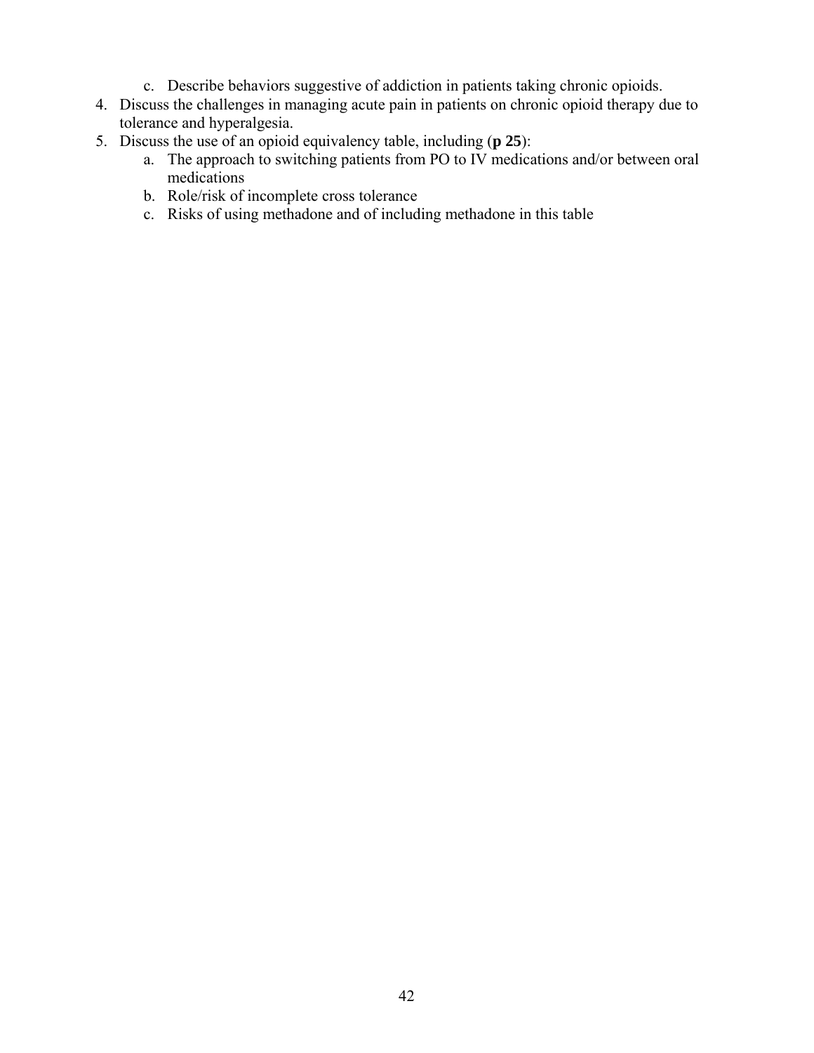c. Describe behaviors suggestive of addiction in patients taking chronic opioids.

4. Discuss the challenges in managing acute pain in patients on chronic opioid therapy due to tolerance and hyperalgesia.
5. Discuss the use of an opioid equivalency table, including (**p 25**):
   a. The approach to switching patients from PO to IV medications and/or between oral medications
   b. Role/risk of incomplete cross tolerance
   c. Risks of using methadone and of including methadone in this table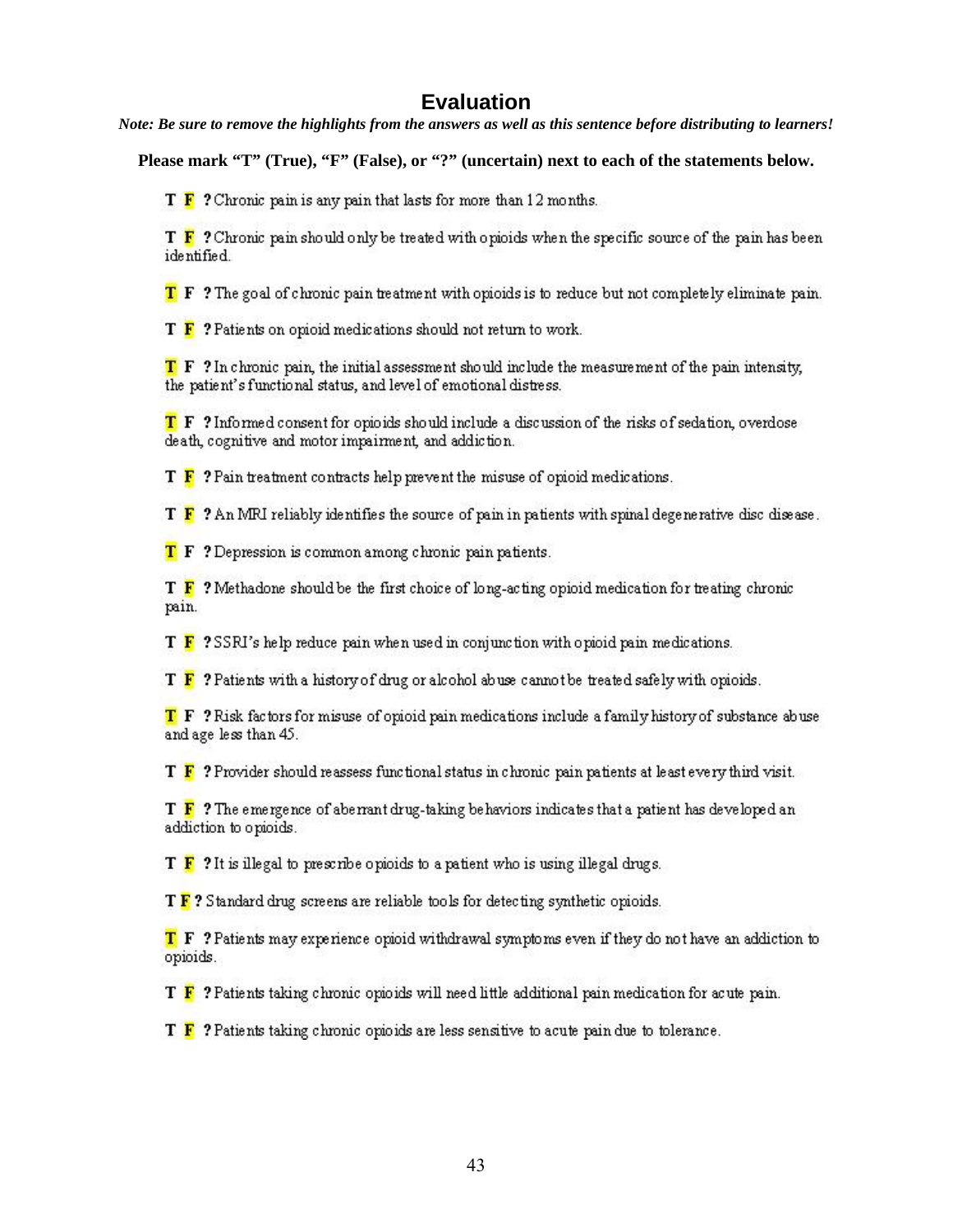## Evaluation

***Note: Be sure to remove the highlights from the answers as well as this sentence before distributing to learners!***

**Please mark "T" (True), "F" (False), or "?" (uncertain) next to each of the statements below.**

**T F ?** Chronic pain is any pain that lasts for more than 12 months.

**T F ?** Chronic pain should only be treated with opioids when the specific source of the pain has been identified.

**T F ?** The goal of chronic pain treatment with opioids is to reduce but not completely eliminate pain.

**T F ?** Patients on opioid medications should not return to work.

**T F ?** In chronic pain, the initial assessment should include the measurement of the pain intensity, the patient's functional status, and level of emotional distress.

**T F ?** Informed consent for opioids should include a discussion of the risks of sedation, overdose death, cognitive and motor impairment, and addiction.

**T F ?** Pain treatment contracts help prevent the misuse of opioid medications.

**T F ?** An MRI reliably identifies the source of pain in patients with spinal degenerative disc disease.

**T F ?** Depression is common among chronic pain patients.

**T F ?** Methadone should be the first choice of long-acting opioid medication for treating chronic pain.

**T F ?** SSRI's help reduce pain when used in conjunction with opioid pain medications.

**T F ?** Patients with a history of drug or alcohol abuse cannot be treated safely with opioids.

**T F ?** Risk factors for misuse of opioid pain medications include a family history of substance abuse and age less than 45.

**T F ?** Provider should reassess functional status in chronic pain patients at least every third visit.

**T F ?** The emergence of aberrant drug-taking behaviors indicates that a patient has developed an addiction to opioids.

**T F ?** It is illegal to prescribe opioids to a patient who is using illegal drugs.

**T F ?** Standard drug screens are reliable tools for detecting synthetic opioids.

**T F ?** Patients may experience opioid withdrawal symptoms even if they do not have an addiction to opioids.

**T F ?** Patients taking chronic opioids will need little additional pain medication for acute pain.

**T F ?** Patients taking chronic opioids are less sensitive to acute pain due to tolerance.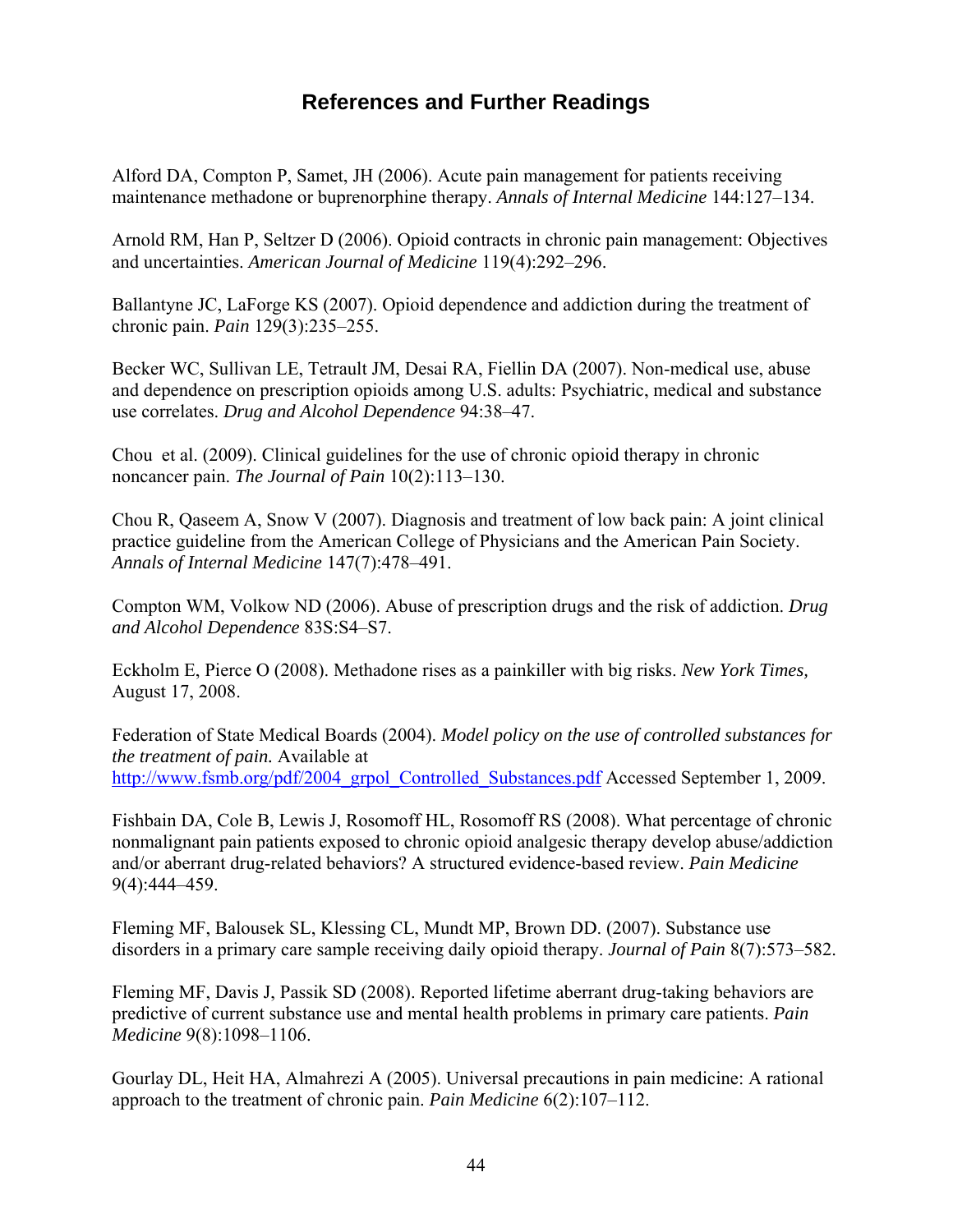# References and Further Readings

Alford DA, Compton P, Samet, JH (2006). Acute pain management for patients receiving maintenance methadone or buprenorphine therapy. *Annals of Internal Medicine* 144:127–134.

Arnold RM, Han P, Seltzer D (2006). Opioid contracts in chronic pain management: Objectives and uncertainties. *American Journal of Medicine* 119(4):292–296.

Ballantyne JC, LaForge KS (2007). Opioid dependence and addiction during the treatment of chronic pain. *Pain* 129(3):235–255.

Becker WC, Sullivan LE, Tetrault JM, Desai RA, Fiellin DA (2007). Non-medical use, abuse and dependence on prescription opioids among U.S. adults: Psychiatric, medical and substance use correlates. *Drug and Alcohol Dependence* 94:38–47.

Chou et al. (2009). Clinical guidelines for the use of chronic opioid therapy in chronic noncancer pain. *The Journal of Pain* 10(2):113–130.

Chou R, Qaseem A, Snow V (2007). Diagnosis and treatment of low back pain: A joint clinical practice guideline from the American College of Physicians and the American Pain Society. *Annals of Internal Medicine* 147(7):478–491.

Compton WM, Volkow ND (2006). Abuse of prescription drugs and the risk of addiction. *Drug and Alcohol Dependence* 83S:S4–S7.

Eckholm E, Pierce O (2008). Methadone rises as a painkiller with big risks. *New York Times,* August 17, 2008.

Federation of State Medical Boards (2004). *Model policy on the use of controlled substances for the treatment of pain.* Available at http://www.fsmb.org/pdf/2004_grpol_Controlled_Substances.pdf Accessed September 1, 2009.

Fishbain DA, Cole B, Lewis J, Rosomoff HL, Rosomoff RS (2008). What percentage of chronic nonmalignant pain patients exposed to chronic opioid analgesic therapy develop abuse/addiction and/or aberrant drug-related behaviors? A structured evidence-based review. *Pain Medicine* 9(4):444–459.

Fleming MF, Balousek SL, Klessing CL, Mundt MP, Brown DD. (2007). Substance use disorders in a primary care sample receiving daily opioid therapy. *Journal of Pain* 8(7):573–582.

Fleming MF, Davis J, Passik SD (2008). Reported lifetime aberrant drug-taking behaviors are predictive of current substance use and mental health problems in primary care patients. *Pain Medicine* 9(8):1098–1106.

Gourlay DL, Heit HA, Almahrezi A (2005). Universal precautions in pain medicine: A rational approach to the treatment of chronic pain. *Pain Medicine* 6(2):107–112.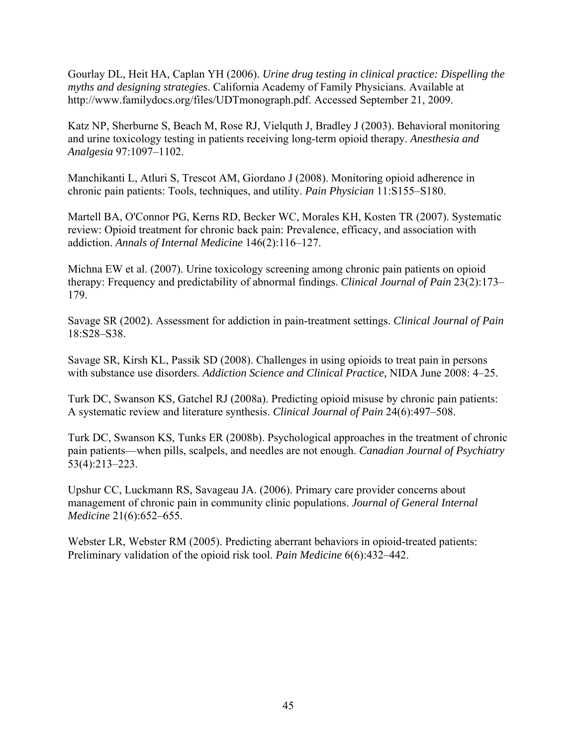Gourlay DL, Heit HA, Caplan YH (2006). *Urine drug testing in clinical practice: Dispelling the myths and designing strategies*. California Academy of Family Physicians. Available at http://www.familydocs.org/files/UDTmonograph.pdf. Accessed September 21, 2009.

Katz NP, Sherburne S, Beach M, Rose RJ, Vielquth J, Bradley J (2003). Behavioral monitoring and urine toxicology testing in patients receiving long-term opioid therapy. *Anesthesia and Analgesia* 97:1097–1102.

Manchikanti L, Atluri S, Trescot AM, Giordano J (2008). Monitoring opioid adherence in chronic pain patients: Tools, techniques, and utility. *Pain Physician* 11:S155–S180.

Martell BA, O'Connor PG, Kerns RD, Becker WC, Morales KH, Kosten TR (2007). Systematic review: Opioid treatment for chronic back pain: Prevalence, efficacy, and association with addiction. *Annals of Internal Medicine* 146(2):116–127.

Michna EW et al. (2007). Urine toxicology screening among chronic pain patients on opioid therapy: Frequency and predictability of abnormal findings. *Clinical Journal of Pain* 23(2):173–179.

Savage SR (2002). Assessment for addiction in pain-treatment settings. *Clinical Journal of Pain* 18:S28–S38.

Savage SR, Kirsh KL, Passik SD (2008). Challenges in using opioids to treat pain in persons with substance use disorders. *Addiction Science and Clinical Practice,* NIDA June 2008: 4–25.

Turk DC, Swanson KS, Gatchel RJ (2008a). Predicting opioid misuse by chronic pain patients: A systematic review and literature synthesis. *Clinical Journal of Pain* 24(6):497–508.

Turk DC, Swanson KS, Tunks ER (2008b). Psychological approaches in the treatment of chronic pain patients—when pills, scalpels, and needles are not enough. *Canadian Journal of Psychiatry* 53(4):213–223.

Upshur CC, Luckmann RS, Savageau JA. (2006). Primary care provider concerns about management of chronic pain in community clinic populations. *Journal of General Internal Medicine* 21(6):652–655.

Webster LR, Webster RM (2005). Predicting aberrant behaviors in opioid-treated patients: Preliminary validation of the opioid risk tool. *Pain Medicine* 6(6):432–442.